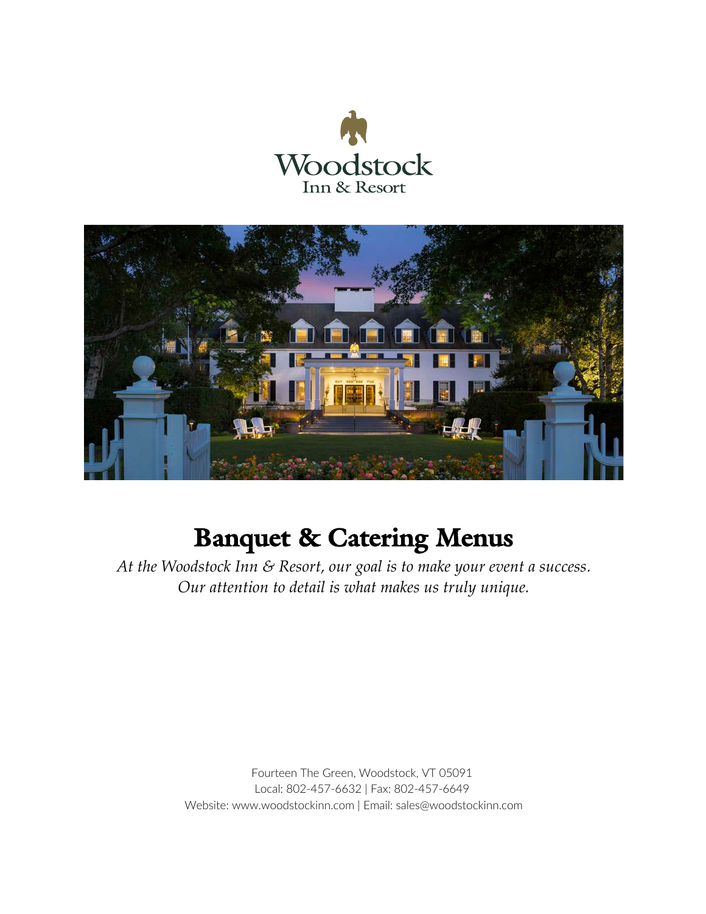Woodstock
Inn & Resort

# Banquet & Catering Menus

*At the Woodstock Inn & Resort, our goal is to make your event a success.*
*Our attention to detail is what makes us truly unique.*

Fourteen The Green, Woodstock, VT 05091
Local: 802-457-6632 | Fax: 802-457-6649
Website: www.woodstockinn.com | Email: sales@woodstockinn.com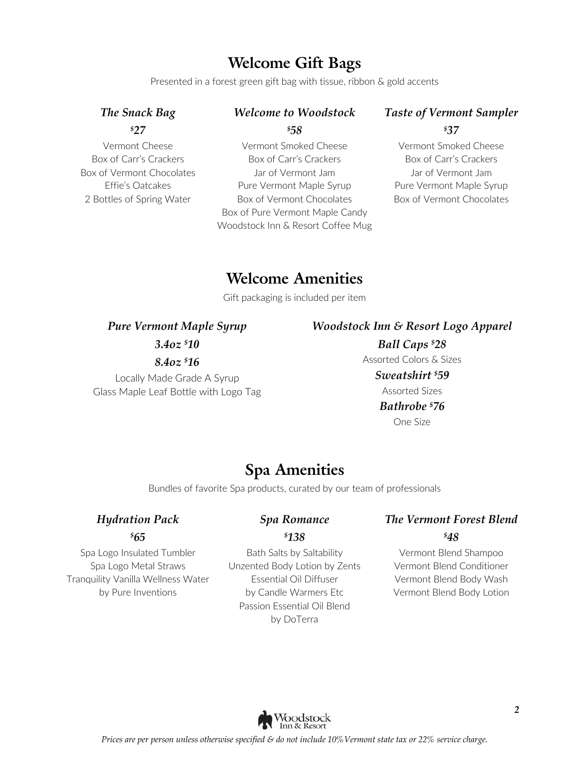# Welcome Gift Bags

Presented in a forest green gift bag with tissue, ribbon & gold accents

### *The Snack Bag*

***$27***

Vermont Cheese
Box of Carr's Crackers
Box of Vermont Chocolates
Effie's Oatcakes
2 Bottles of Spring Water

### *Welcome to Woodstock*

***$58***

Vermont Smoked Cheese
Box of Carr's Crackers
Jar of Vermont Jam
Pure Vermont Maple Syrup
Box of Vermont Chocolates
Box of Pure Vermont Maple Candy
Woodstock Inn & Resort Coffee Mug

### *Taste of Vermont Sampler*

***$37***

Vermont Smoked Cheese
Box of Carr's Crackers
Jar of Vermont Jam
Pure Vermont Maple Syrup
Box of Vermont Chocolates

# Welcome Amenities

Gift packaging is included per item

### *Pure Vermont Maple Syrup*

***3.4oz $10***

***8.4oz $16***

Locally Made Grade A Syrup
Glass Maple Leaf Bottle with Logo Tag

### *Woodstock Inn & Resort Logo Apparel*

***Ball Caps $28***

Assorted Colors & Sizes

***Sweatshirt $59***

Assorted Sizes

***Bathrobe $76***

One Size

# Spa Amenities

Bundles of favorite Spa products, curated by our team of professionals

### *Hydration Pack*

***$65***

Spa Logo Insulated Tumbler
Spa Logo Metal Straws
Tranquility Vanilla Wellness Water
by Pure Inventions

### *Spa Romance*

***$138***

Bath Salts by Saltability
Unzented Body Lotion by Zents
Essential Oil Diffuser
by Candle Warmers Etc
Passion Essential Oil Blend
by DoTerra

### *The Vermont Forest Blend*

***$48***

Vermont Blend Shampoo
Vermont Blend Conditioner
Vermont Blend Body Wash
Vermont Blend Body Lotion

*Prices are per person unless otherwise specified & do not include 10% Vermont state tax or 22% service charge.*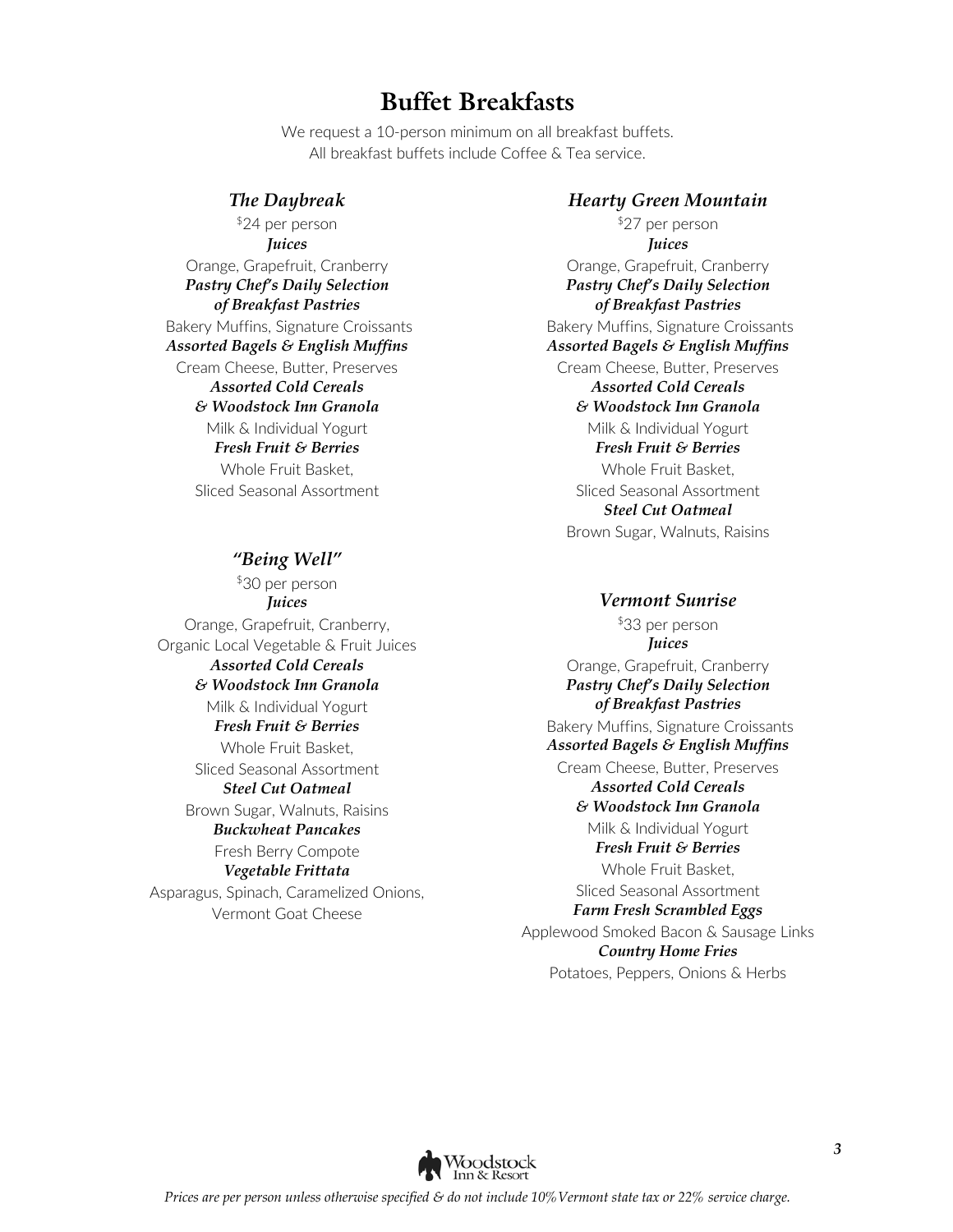# Buffet Breakfasts

We request a 10-person minimum on all breakfast buffets.
All breakfast buffets include Coffee & Tea service.

### *The Daybreak*

$24 per person

***Juices***
Orange, Grapefruit, Cranberry

***Pastry Chef's Daily Selection of Breakfast Pastries***
Bakery Muffins, Signature Croissants

***Assorted Bagels & English Muffins***
Cream Cheese, Butter, Preserves

***Assorted Cold Cereals & Woodstock Inn Granola***
Milk & Individual Yogurt

***Fresh Fruit & Berries***
Whole Fruit Basket,
Sliced Seasonal Assortment

### *"Being Well"*

$30 per person

***Juices***
Orange, Grapefruit, Cranberry,
Organic Local Vegetable & Fruit Juices

***Assorted Cold Cereals & Woodstock Inn Granola***
Milk & Individual Yogurt

***Fresh Fruit & Berries***
Whole Fruit Basket,
Sliced Seasonal Assortment

***Steel Cut Oatmeal***
Brown Sugar, Walnuts, Raisins

***Buckwheat Pancakes***
Fresh Berry Compote

***Vegetable Frittata***
Asparagus, Spinach, Caramelized Onions,
Vermont Goat Cheese

### *Hearty Green Mountain*

$27 per person

***Juices***
Orange, Grapefruit, Cranberry

***Pastry Chef's Daily Selection of Breakfast Pastries***
Bakery Muffins, Signature Croissants

***Assorted Bagels & English Muffins***
Cream Cheese, Butter, Preserves

***Assorted Cold Cereals & Woodstock Inn Granola***
Milk & Individual Yogurt

***Fresh Fruit & Berries***
Whole Fruit Basket,
Sliced Seasonal Assortment

***Steel Cut Oatmeal***
Brown Sugar, Walnuts, Raisins

### *Vermont Sunrise*

$33 per person

***Juices***
Orange, Grapefruit, Cranberry

***Pastry Chef's Daily Selection of Breakfast Pastries***
Bakery Muffins, Signature Croissants

***Assorted Bagels & English Muffins***
Cream Cheese, Butter, Preserves

***Assorted Cold Cereals & Woodstock Inn Granola***
Milk & Individual Yogurt

***Fresh Fruit & Berries***
Whole Fruit Basket,
Sliced Seasonal Assortment

***Farm Fresh Scrambled Eggs***
Applewood Smoked Bacon & Sausage Links

***Country Home Fries***
Potatoes, Peppers, Onions & Herbs

*Prices are per person unless otherwise specified & do not include 10% Vermont state tax or 22% service charge.*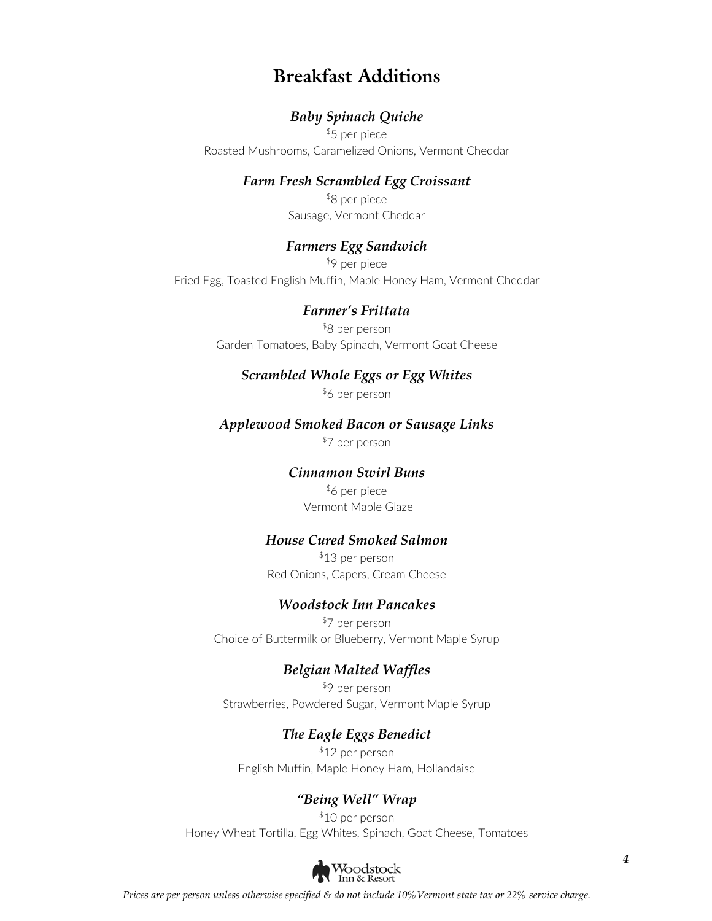# Breakfast Additions

***Baby Spinach Quiche***

$5 per piece

Roasted Mushrooms, Caramelized Onions, Vermont Cheddar

***Farm Fresh Scrambled Egg Croissant***

$8 per piece

Sausage, Vermont Cheddar

***Farmers Egg Sandwich***

$9 per piece

Fried Egg, Toasted English Muffin, Maple Honey Ham, Vermont Cheddar

***Farmer's Frittata***

$8 per person

Garden Tomatoes, Baby Spinach, Vermont Goat Cheese

***Scrambled Whole Eggs or Egg Whites***

$6 per person

***Applewood Smoked Bacon or Sausage Links***

$7 per person

***Cinnamon Swirl Buns***

$6 per piece

Vermont Maple Glaze

***House Cured Smoked Salmon***

$13 per person

Red Onions, Capers, Cream Cheese

***Woodstock Inn Pancakes***

$7 per person

Choice of Buttermilk or Blueberry, Vermont Maple Syrup

***Belgian Malted Waffles***

$9 per person

Strawberries, Powdered Sugar, Vermont Maple Syrup

***The Eagle Eggs Benedict***

$12 per person

English Muffin, Maple Honey Ham, Hollandaise

***"Being Well" Wrap***

$10 per person

Honey Wheat Tortilla, Egg Whites, Spinach, Goat Cheese, Tomatoes

Woodstock Inn & Resort

*Prices are per person unless otherwise specified & do not include 10% Vermont state tax or 22% service charge.*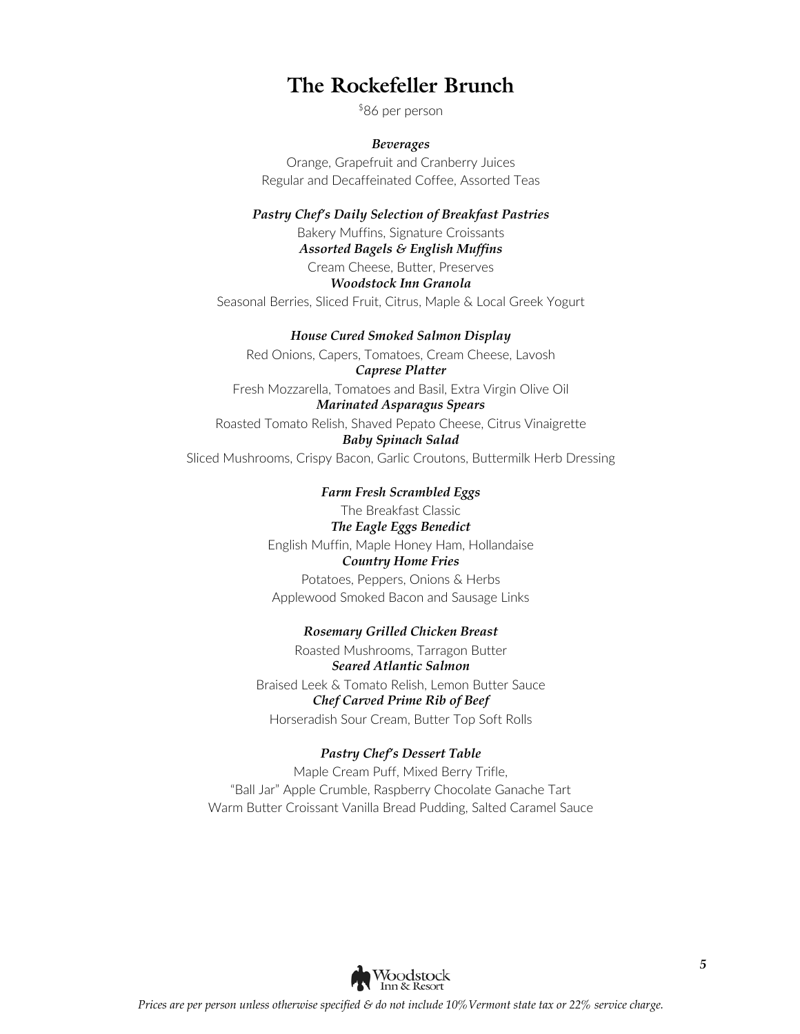# The Rockefeller Brunch

$86 per person

***Beverages***

Orange, Grapefruit and Cranberry Juices

Regular and Decaffeinated Coffee, Assorted Teas

***Pastry Chef's Daily Selection of Breakfast Pastries***

Bakery Muffins, Signature Croissants

***Assorted Bagels & English Muffins***

Cream Cheese, Butter, Preserves

***Woodstock Inn Granola***

Seasonal Berries, Sliced Fruit, Citrus, Maple & Local Greek Yogurt

***House Cured Smoked Salmon Display***

Red Onions, Capers, Tomatoes, Cream Cheese, Lavosh

***Caprese Platter***

Fresh Mozzarella, Tomatoes and Basil, Extra Virgin Olive Oil

***Marinated Asparagus Spears***

Roasted Tomato Relish, Shaved Pepato Cheese, Citrus Vinaigrette

***Baby Spinach Salad***

Sliced Mushrooms, Crispy Bacon, Garlic Croutons, Buttermilk Herb Dressing

***Farm Fresh Scrambled Eggs***

The Breakfast Classic

***The Eagle Eggs Benedict***

English Muffin, Maple Honey Ham, Hollandaise

***Country Home Fries***

Potatoes, Peppers, Onions & Herbs

Applewood Smoked Bacon and Sausage Links

***Rosemary Grilled Chicken Breast***

Roasted Mushrooms, Tarragon Butter

***Seared Atlantic Salmon***

Braised Leek & Tomato Relish, Lemon Butter Sauce

***Chef Carved Prime Rib of Beef***

Horseradish Sour Cream, Butter Top Soft Rolls

***Pastry Chef's Dessert Table***

Maple Cream Puff, Mixed Berry Trifle,

"Ball Jar" Apple Crumble, Raspberry Chocolate Ganache Tart

Warm Butter Croissant Vanilla Bread Pudding, Salted Caramel Sauce

*Prices are per person unless otherwise specified & do not include 10% Vermont state tax or 22% service charge.*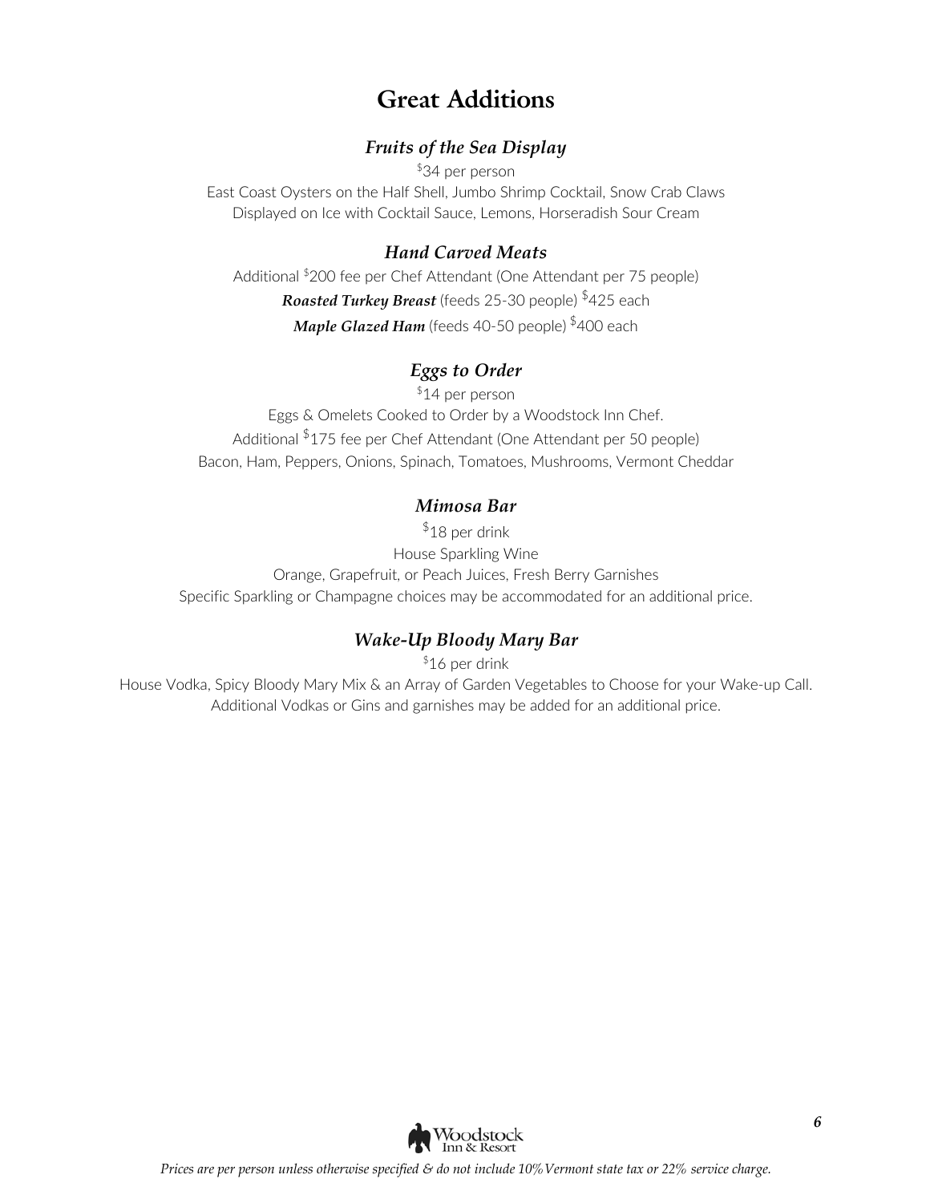# Great Additions

### *Fruits of the Sea Display*

$34 per person

East Coast Oysters on the Half Shell, Jumbo Shrimp Cocktail, Snow Crab Claws
Displayed on Ice with Cocktail Sauce, Lemons, Horseradish Sour Cream

### *Hand Carved Meats*

Additional $200 fee per Chef Attendant (One Attendant per 75 people)

***Roasted Turkey Breast*** (feeds 25-30 people) $425 each

***Maple Glazed Ham*** (feeds 40-50 people) $400 each

### *Eggs to Order*

$14 per person

Eggs & Omelets Cooked to Order by a Woodstock Inn Chef.
Additional $175 fee per Chef Attendant (One Attendant per 50 people)
Bacon, Ham, Peppers, Onions, Spinach, Tomatoes, Mushrooms, Vermont Cheddar

### *Mimosa Bar*

$18 per drink

House Sparkling Wine
Orange, Grapefruit, or Peach Juices, Fresh Berry Garnishes
Specific Sparkling or Champagne choices may be accommodated for an additional price.

### *Wake-Up Bloody Mary Bar*

$16 per drink

House Vodka, Spicy Bloody Mary Mix & an Array of Garden Vegetables to Choose for your Wake-up Call.
Additional Vodkas or Gins and garnishes may be added for an additional price.

*Prices are per person unless otherwise specified & do not include 10% Vermont state tax or 22% service charge.*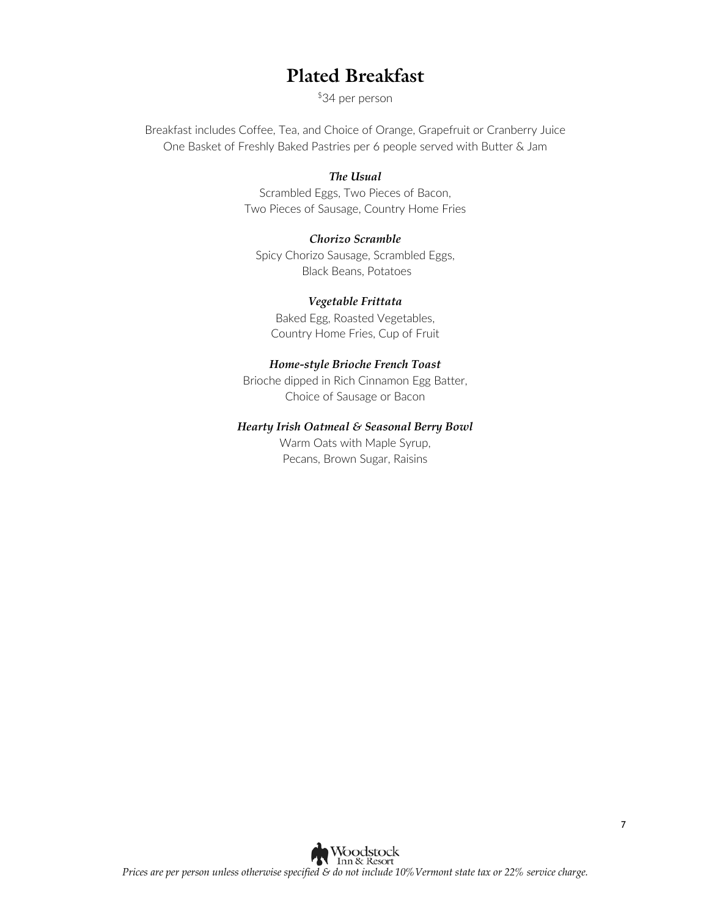# Plated Breakfast

$34 per person

Breakfast includes Coffee, Tea, and Choice of Orange, Grapefruit or Cranberry Juice
One Basket of Freshly Baked Pastries per 6 people served with Butter & Jam

***The Usual***
Scrambled Eggs, Two Pieces of Bacon,
Two Pieces of Sausage, Country Home Fries

***Chorizo Scramble***
Spicy Chorizo Sausage, Scrambled Eggs,
Black Beans, Potatoes

***Vegetable Frittata***
Baked Egg, Roasted Vegetables,
Country Home Fries, Cup of Fruit

***Home-style Brioche French Toast***
Brioche dipped in Rich Cinnamon Egg Batter,
Choice of Sausage or Bacon

***Hearty Irish Oatmeal & Seasonal Berry Bowl***
Warm Oats with Maple Syrup,
Pecans, Brown Sugar, Raisins

*Prices are per person unless otherwise specified & do not include 10%Vermont state tax or 22% service charge.*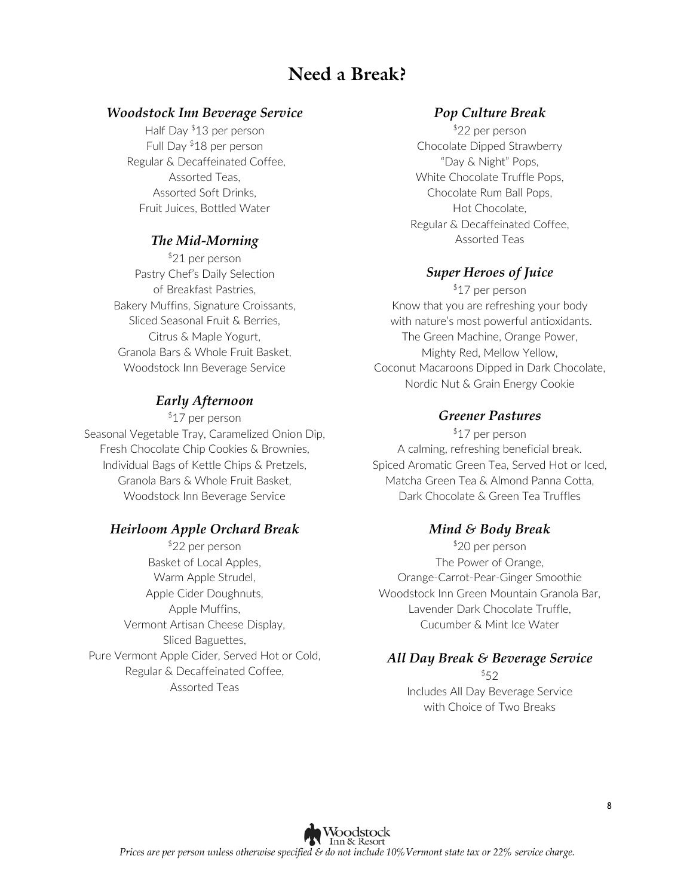# Need a Break?

### *Woodstock Inn Beverage Service*

Half Day $13 per person
Full Day $18 per person
Regular & Decaffeinated Coffee,
Assorted Teas,
Assorted Soft Drinks,
Fruit Juices, Bottled Water

### *The Mid-Morning*

$21 per person
Pastry Chef's Daily Selection
of Breakfast Pastries,
Bakery Muffins, Signature Croissants,
Sliced Seasonal Fruit & Berries,
Citrus & Maple Yogurt,
Granola Bars & Whole Fruit Basket,
Woodstock Inn Beverage Service

### *Early Afternoon*

$17 per person
Seasonal Vegetable Tray, Caramelized Onion Dip,
Fresh Chocolate Chip Cookies & Brownies,
Individual Bags of Kettle Chips & Pretzels,
Granola Bars & Whole Fruit Basket,
Woodstock Inn Beverage Service

### *Heirloom Apple Orchard Break*

$22 per person
Basket of Local Apples,
Warm Apple Strudel,
Apple Cider Doughnuts,
Apple Muffins,
Vermont Artisan Cheese Display,
Sliced Baguettes,
Pure Vermont Apple Cider, Served Hot or Cold,
Regular & Decaffeinated Coffee,
Assorted Teas

### *Pop Culture Break*

$22 per person
Chocolate Dipped Strawberry
"Day & Night" Pops,
White Chocolate Truffle Pops,
Chocolate Rum Ball Pops,
Hot Chocolate,
Regular & Decaffeinated Coffee,
Assorted Teas

### *Super Heroes of Juice*

$17 per person
Know that you are refreshing your body
with nature's most powerful antioxidants.
The Green Machine, Orange Power,
Mighty Red, Mellow Yellow,
Coconut Macaroons Dipped in Dark Chocolate,
Nordic Nut & Grain Energy Cookie

### *Greener Pastures*

$17 per person
A calming, refreshing beneficial break.
Spiced Aromatic Green Tea, Served Hot or Iced,
Matcha Green Tea & Almond Panna Cotta,
Dark Chocolate & Green Tea Truffles

### *Mind & Body Break*

$20 per person
The Power of Orange,
Orange-Carrot-Pear-Ginger Smoothie
Woodstock Inn Green Mountain Granola Bar,
Lavender Dark Chocolate Truffle,
Cucumber & Mint Ice Water

### *All Day Break & Beverage Service*

$52
Includes All Day Beverage Service
with Choice of Two Breaks

*Prices are per person unless otherwise specified & do not include 10% Vermont state tax or 22% service charge.*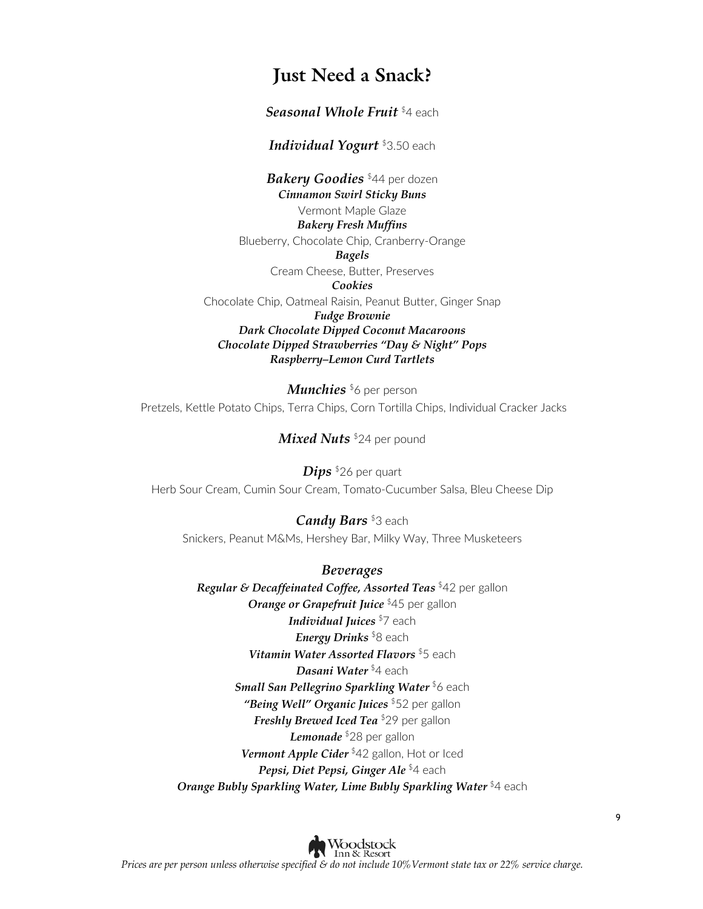# Just Need a Snack?

***Seasonal Whole Fruit*** $4 each

***Individual Yogurt*** $3.50 each

***Bakery Goodies*** $44 per dozen

***Cinnamon Swirl Sticky Buns***

Vermont Maple Glaze

***Bakery Fresh Muffins***

Blueberry, Chocolate Chip, Cranberry-Orange

***Bagels***

Cream Cheese, Butter, Preserves

***Cookies***

Chocolate Chip, Oatmeal Raisin, Peanut Butter, Ginger Snap

***Fudge Brownie***

***Dark Chocolate Dipped Coconut Macaroons***

***Chocolate Dipped Strawberries "Day & Night" Pops***

***Raspberry–Lemon Curd Tartlets***

***Munchies*** $6 per person

Pretzels, Kettle Potato Chips, Terra Chips, Corn Tortilla Chips, Individual Cracker Jacks

***Mixed Nuts*** $24 per pound

***Dips*** $26 per quart

Herb Sour Cream, Cumin Sour Cream, Tomato-Cucumber Salsa, Bleu Cheese Dip

***Candy Bars*** $3 each

Snickers, Peanut M&Ms, Hershey Bar, Milky Way, Three Musketeers

## *Beverages*

***Regular & Decaffeinated Coffee, Assorted Teas*** $42 per gallon

***Orange or Grapefruit Juice*** $45 per gallon

***Individual Juices*** $7 each

***Energy Drinks*** $8 each

***Vitamin Water Assorted Flavors*** $5 each

***Dasani Water*** $4 each

***Small San Pellegrino Sparkling Water*** $6 each

***"Being Well" Organic Juices*** $52 per gallon

***Freshly Brewed Iced Tea*** $29 per gallon

***Lemonade*** $28 per gallon

***Vermont Apple Cider*** $42 gallon, Hot or Iced

***Pepsi, Diet Pepsi, Ginger Ale*** $4 each

***Orange Bubly Sparkling Water, Lime Bubly Sparkling Water*** $4 each

Woodstock Inn & Resort

*Prices are per person unless otherwise specified & do not include 10% Vermont state tax or 22% service charge.*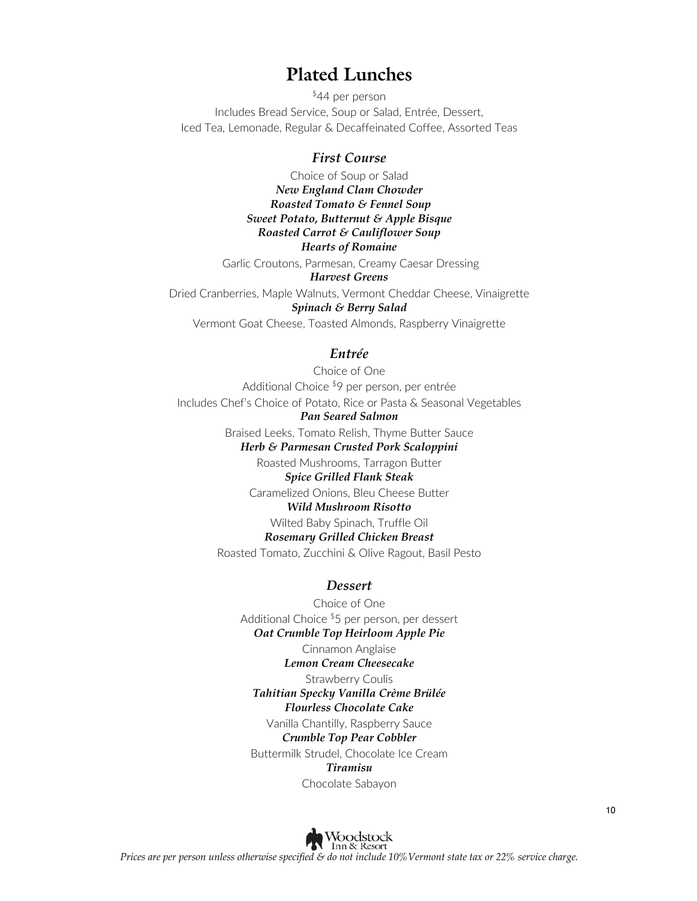# Plated Lunches

$44 per person

Includes Bread Service, Soup or Salad, Entrée, Dessert,
Iced Tea, Lemonade, Regular & Decaffeinated Coffee, Assorted Teas

### *First Course*

Choice of Soup or Salad

***New England Clam Chowder***

***Roasted Tomato & Fennel Soup***

***Sweet Potato, Butternut & Apple Bisque***

***Roasted Carrot & Cauliflower Soup***

***Hearts of Romaine***

Garlic Croutons, Parmesan, Creamy Caesar Dressing

***Harvest Greens***

Dried Cranberries, Maple Walnuts, Vermont Cheddar Cheese, Vinaigrette

***Spinach & Berry Salad***

Vermont Goat Cheese, Toasted Almonds, Raspberry Vinaigrette

### *Entrée*

Choice of One

Additional Choice $9 per person, per entrée

Includes Chef's Choice of Potato, Rice or Pasta & Seasonal Vegetables

***Pan Seared Salmon***

Braised Leeks, Tomato Relish, Thyme Butter Sauce

***Herb & Parmesan Crusted Pork Scaloppini***

Roasted Mushrooms, Tarragon Butter

***Spice Grilled Flank Steak***

Caramelized Onions, Bleu Cheese Butter

***Wild Mushroom Risotto***

Wilted Baby Spinach, Truffle Oil

***Rosemary Grilled Chicken Breast***

Roasted Tomato, Zucchini & Olive Ragout, Basil Pesto

### *Dessert*

Choice of One

Additional Choice $5 per person, per dessert

***Oat Crumble Top Heirloom Apple Pie***

Cinnamon Anglaise

***Lemon Cream Cheesecake***

Strawberry Coulis

***Tahitian Specky Vanilla Crème Brülée***

***Flourless Chocolate Cake***

Vanilla Chantilly, Raspberry Sauce

***Crumble Top Pear Cobbler***

Buttermilk Strudel, Chocolate Ice Cream

***Tiramisu***

Chocolate Sabayon

*Prices are per person unless otherwise specified & do not include 10% Vermont state tax or 22% service charge.*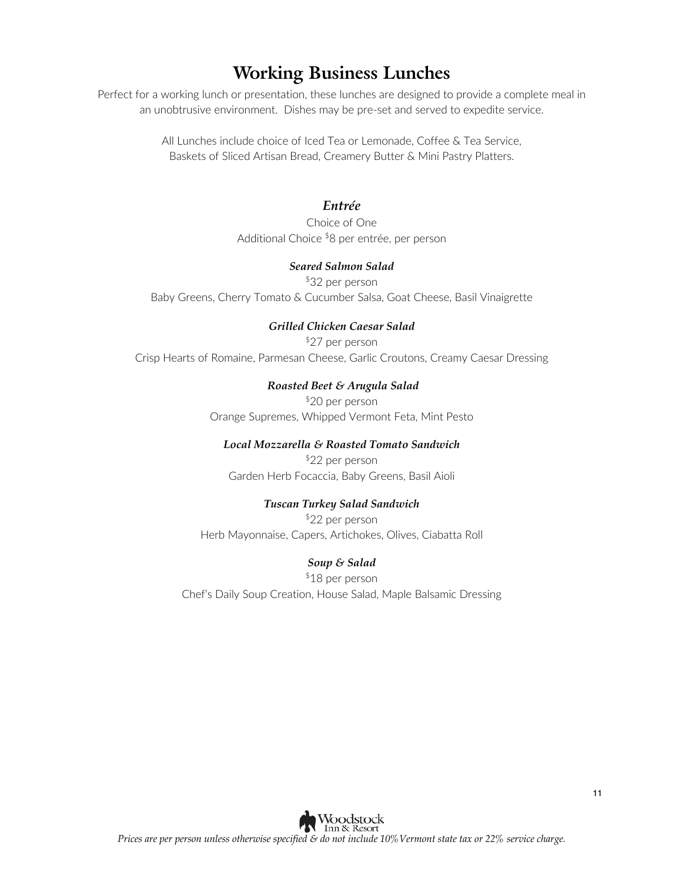# Working Business Lunches

Perfect for a working lunch or presentation, these lunches are designed to provide a complete meal in an unobtrusive environment. Dishes may be pre-set and served to expedite service.

All Lunches include choice of Iced Tea or Lemonade, Coffee & Tea Service,
Baskets of Sliced Artisan Bread, Creamery Butter & Mini Pastry Platters.

## *Entrée*

Choice of One
Additional Choice $8 per entrée, per person

***Seared Salmon Salad***
$32 per person
Baby Greens, Cherry Tomato & Cucumber Salsa, Goat Cheese, Basil Vinaigrette

***Grilled Chicken Caesar Salad***
$27 per person
Crisp Hearts of Romaine, Parmesan Cheese, Garlic Croutons, Creamy Caesar Dressing

***Roasted Beet & Arugula Salad***
$20 per person
Orange Supremes, Whipped Vermont Feta, Mint Pesto

***Local Mozzarella & Roasted Tomato Sandwich***
$22 per person
Garden Herb Focaccia, Baby Greens, Basil Aioli

***Tuscan Turkey Salad Sandwich***
$22 per person
Herb Mayonnaise, Capers, Artichokes, Olives, Ciabatta Roll

***Soup & Salad***
$18 per person
Chef's Daily Soup Creation, House Salad, Maple Balsamic Dressing

*Prices are per person unless otherwise specified & do not include 10% Vermont state tax or 22% service charge.*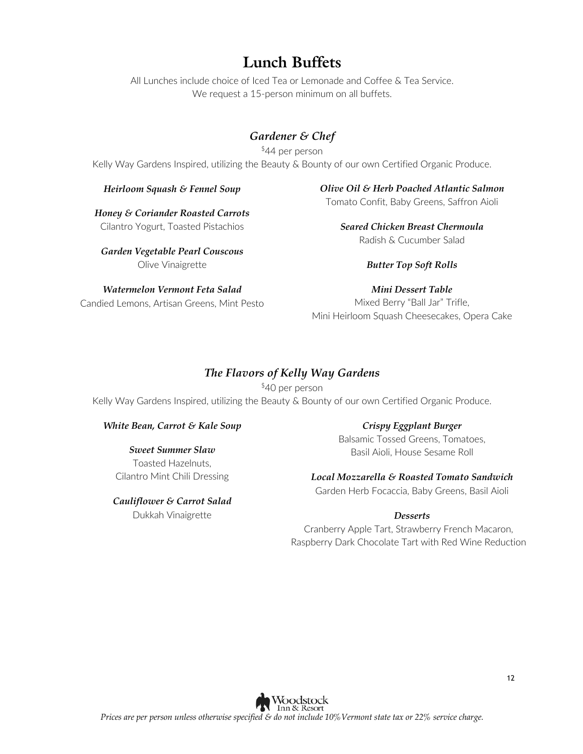# Lunch Buffets

All Lunches include choice of Iced Tea or Lemonade and Coffee & Tea Service.
We request a 15-person minimum on all buffets.

## *Gardener & Chef*

$44 per person

Kelly Way Gardens Inspired, utilizing the Beauty & Bounty of our own Certified Organic Produce.

***Heirloom Squash & Fennel Soup***

***Honey & Coriander Roasted Carrots***
Cilantro Yogurt, Toasted Pistachios

***Garden Vegetable Pearl Couscous***
Olive Vinaigrette

***Watermelon Vermont Feta Salad***
Candied Lemons, Artisan Greens, Mint Pesto

***Olive Oil & Herb Poached Atlantic Salmon***
Tomato Confit, Baby Greens, Saffron Aioli

***Seared Chicken Breast Chermoula***
Radish & Cucumber Salad

***Butter Top Soft Rolls***

***Mini Dessert Table***
Mixed Berry "Ball Jar" Trifle,
Mini Heirloom Squash Cheesecakes, Opera Cake

## *The Flavors of Kelly Way Gardens*

$40 per person

Kelly Way Gardens Inspired, utilizing the Beauty & Bounty of our own Certified Organic Produce.

***White Bean, Carrot & Kale Soup***

***Sweet Summer Slaw***
Toasted Hazelnuts,
Cilantro Mint Chili Dressing

***Cauliflower & Carrot Salad***
Dukkah Vinaigrette

***Crispy Eggplant Burger***
Balsamic Tossed Greens, Tomatoes,
Basil Aioli, House Sesame Roll

***Local Mozzarella & Roasted Tomato Sandwich***
Garden Herb Focaccia, Baby Greens, Basil Aioli

***Desserts***
Cranberry Apple Tart, Strawberry French Macaron,
Raspberry Dark Chocolate Tart with Red Wine Reduction

*Prices are per person unless otherwise specified & do not include 10% Vermont state tax or 22% service charge.*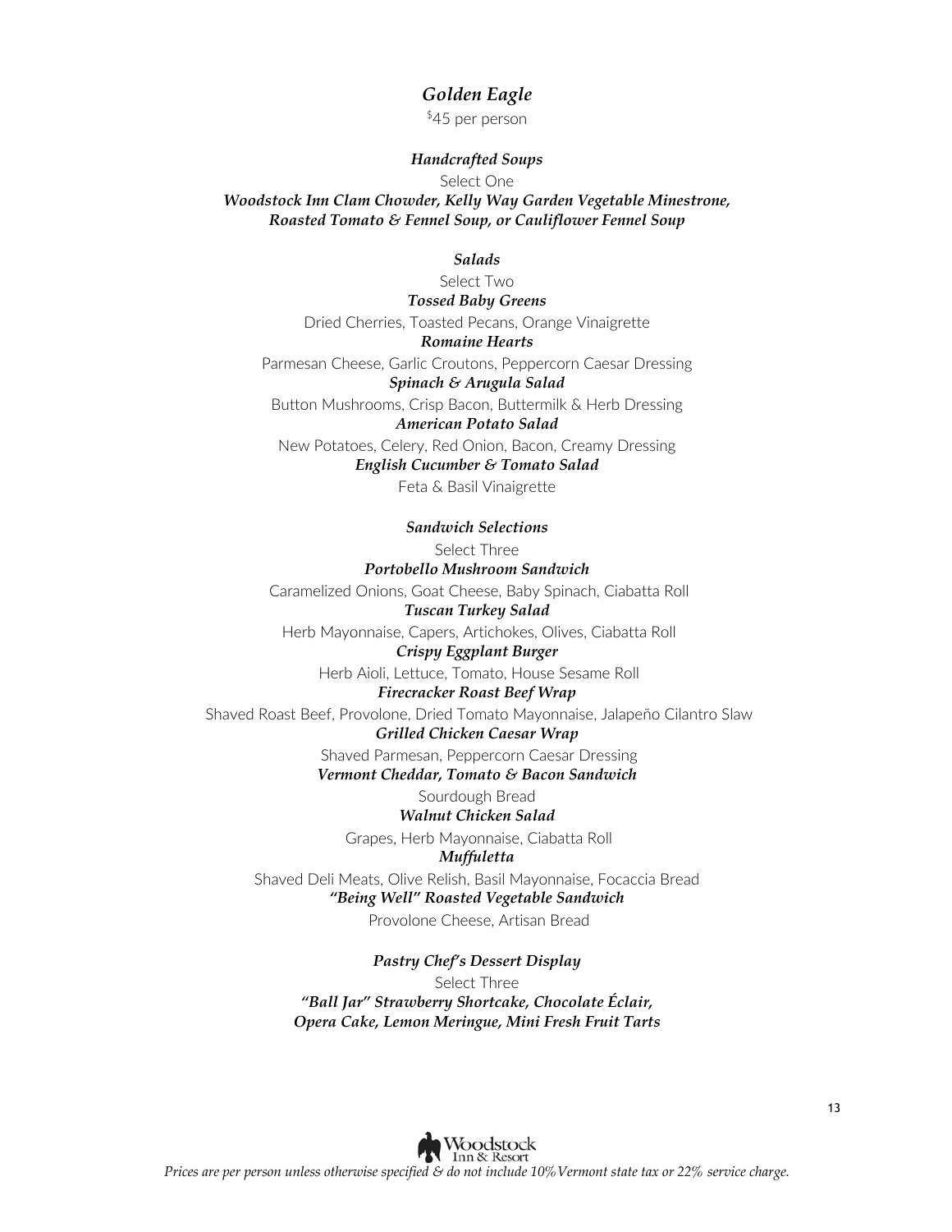## *Golden Eagle*

$45 per person

### *Handcrafted Soups*

Select One

***Woodstock Inn Clam Chowder, Kelly Way Garden Vegetable Minestrone, Roasted Tomato & Fennel Soup, or Cauliflower Fennel Soup***

### *Salads*

Select Two

***Tossed Baby Greens***

Dried Cherries, Toasted Pecans, Orange Vinaigrette

***Romaine Hearts***

Parmesan Cheese, Garlic Croutons, Peppercorn Caesar Dressing

***Spinach & Arugula Salad***

Button Mushrooms, Crisp Bacon, Buttermilk & Herb Dressing

***American Potato Salad***

New Potatoes, Celery, Red Onion, Bacon, Creamy Dressing

***English Cucumber & Tomato Salad***

Feta & Basil Vinaigrette

### *Sandwich Selections*

Select Three

***Portobello Mushroom Sandwich***

Caramelized Onions, Goat Cheese, Baby Spinach, Ciabatta Roll

***Tuscan Turkey Salad***

Herb Mayonnaise, Capers, Artichokes, Olives, Ciabatta Roll

***Crispy Eggplant Burger***

Herb Aioli, Lettuce, Tomato, House Sesame Roll

***Firecracker Roast Beef Wrap***

Shaved Roast Beef, Provolone, Dried Tomato Mayonnaise, Jalapeño Cilantro Slaw

***Grilled Chicken Caesar Wrap***

Shaved Parmesan, Peppercorn Caesar Dressing

***Vermont Cheddar, Tomato & Bacon Sandwich***

Sourdough Bread

***Walnut Chicken Salad***

Grapes, Herb Mayonnaise, Ciabatta Roll

***Muffuletta***

Shaved Deli Meats, Olive Relish, Basil Mayonnaise, Focaccia Bread

***"Being Well" Roasted Vegetable Sandwich***

Provolone Cheese, Artisan Bread

### *Pastry Chef's Dessert Display*

Select Three

***"Ball Jar" Strawberry Shortcake, Chocolate Éclair, Opera Cake, Lemon Meringue, Mini Fresh Fruit Tarts***

*Prices are per person unless otherwise specified & do not include 10% Vermont state tax or 22% service charge.*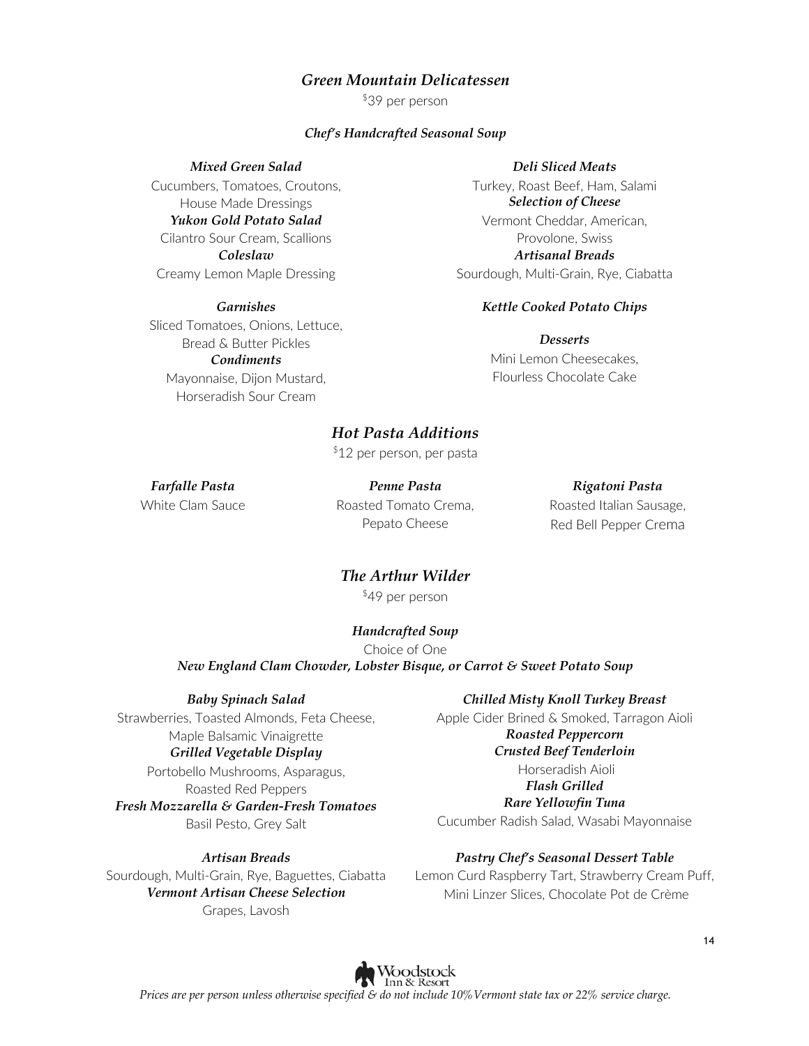## *Green Mountain Delicatessen*

$39 per person

***Chef's Handcrafted Seasonal Soup***

***Mixed Green Salad***
Cucumbers, Tomatoes, Croutons, House Made Dressings

***Yukon Gold Potato Salad***
Cilantro Sour Cream, Scallions

***Coleslaw***
Creamy Lemon Maple Dressing

***Garnishes***
Sliced Tomatoes, Onions, Lettuce, Bread & Butter Pickles

***Condiments***
Mayonnaise, Dijon Mustard, Horseradish Sour Cream

***Deli Sliced Meats***
Turkey, Roast Beef, Ham, Salami

***Selection of Cheese***
Vermont Cheddar, American, Provolone, Swiss

***Artisanal Breads***
Sourdough, Multi-Grain, Rye, Ciabatta

***Kettle Cooked Potato Chips***

***Desserts***
Mini Lemon Cheesecakes, Flourless Chocolate Cake

## *Hot Pasta Additions*

$12 per person, per pasta

***Farfalle Pasta***
White Clam Sauce

***Penne Pasta***
Roasted Tomato Crema, Pepato Cheese

***Rigatoni Pasta***
Roasted Italian Sausage, Red Bell Pepper Crema

## *The Arthur Wilder*

$49 per person

***Handcrafted Soup***
Choice of One
***New England Clam Chowder, Lobster Bisque, or Carrot & Sweet Potato Soup***

***Baby Spinach Salad***
Strawberries, Toasted Almonds, Feta Cheese, Maple Balsamic Vinaigrette

***Grilled Vegetable Display***
Portobello Mushrooms, Asparagus, Roasted Red Peppers

***Fresh Mozzarella & Garden-Fresh Tomatoes***
Basil Pesto, Grey Salt

***Artisan Breads***
Sourdough, Multi-Grain, Rye, Baguettes, Ciabatta

***Vermont Artisan Cheese Selection***
Grapes, Lavosh

***Chilled Misty Knoll Turkey Breast***
Apple Cider Brined & Smoked, Tarragon Aioli

***Roasted Peppercorn Crusted Beef Tenderloin***
Horseradish Aioli

***Flash Grilled Rare Yellowfin Tuna***
Cucumber Radish Salad, Wasabi Mayonnaise

***Pastry Chef's Seasonal Dessert Table***
Lemon Curd Raspberry Tart, Strawberry Cream Puff, Mini Linzer Slices, Chocolate Pot de Crème

Woodstock Inn & Resort

*Prices are per person unless otherwise specified & do not include 10% Vermont state tax or 22% service charge.*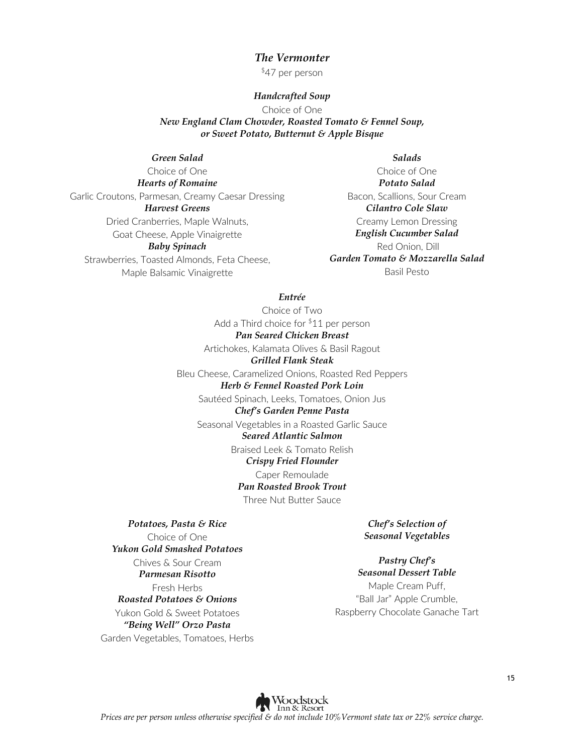## *The Vermonter*

$47 per person

***Handcrafted Soup***

Choice of One

***New England Clam Chowder, Roasted Tomato & Fennel Soup, or Sweet Potato, Butternut & Apple Bisque***

***Green Salad***

Choice of One

***Hearts of Romaine***

Garlic Croutons, Parmesan, Creamy Caesar Dressing

***Harvest Greens***

Dried Cranberries, Maple Walnuts, Goat Cheese, Apple Vinaigrette

***Baby Spinach***

Strawberries, Toasted Almonds, Feta Cheese, Maple Balsamic Vinaigrette

***Salads***

Choice of One

***Potato Salad***

Bacon, Scallions, Sour Cream

***Cilantro Cole Slaw***

Creamy Lemon Dressing

***English Cucumber Salad***

Red Onion, Dill

***Garden Tomato & Mozzarella Salad***

Basil Pesto

***Entrée***

Choice of Two

Add a Third choice for $11 per person

***Pan Seared Chicken Breast***

Artichokes, Kalamata Olives & Basil Ragout

***Grilled Flank Steak***

Bleu Cheese, Caramelized Onions, Roasted Red Peppers

***Herb & Fennel Roasted Pork Loin***

Sautéed Spinach, Leeks, Tomatoes, Onion Jus

***Chef's Garden Penne Pasta***

Seasonal Vegetables in a Roasted Garlic Sauce

***Seared Atlantic Salmon***

Braised Leek & Tomato Relish

***Crispy Fried Flounder***

Caper Remoulade

***Pan Roasted Brook Trout***

Three Nut Butter Sauce

***Potatoes, Pasta & Rice***

Choice of One

***Yukon Gold Smashed Potatoes***

Chives & Sour Cream

***Parmesan Risotto***

Fresh Herbs

***Roasted Potatoes & Onions***

Yukon Gold & Sweet Potatoes

***"Being Well" Orzo Pasta***

Garden Vegetables, Tomatoes, Herbs

***Chef's Selection of Seasonal Vegetables***

***Pastry Chef's Seasonal Dessert Table***

Maple Cream Puff, "Ball Jar" Apple Crumble, Raspberry Chocolate Ganache Tart

*Prices are per person unless otherwise specified & do not include 10% Vermont state tax or 22% service charge.*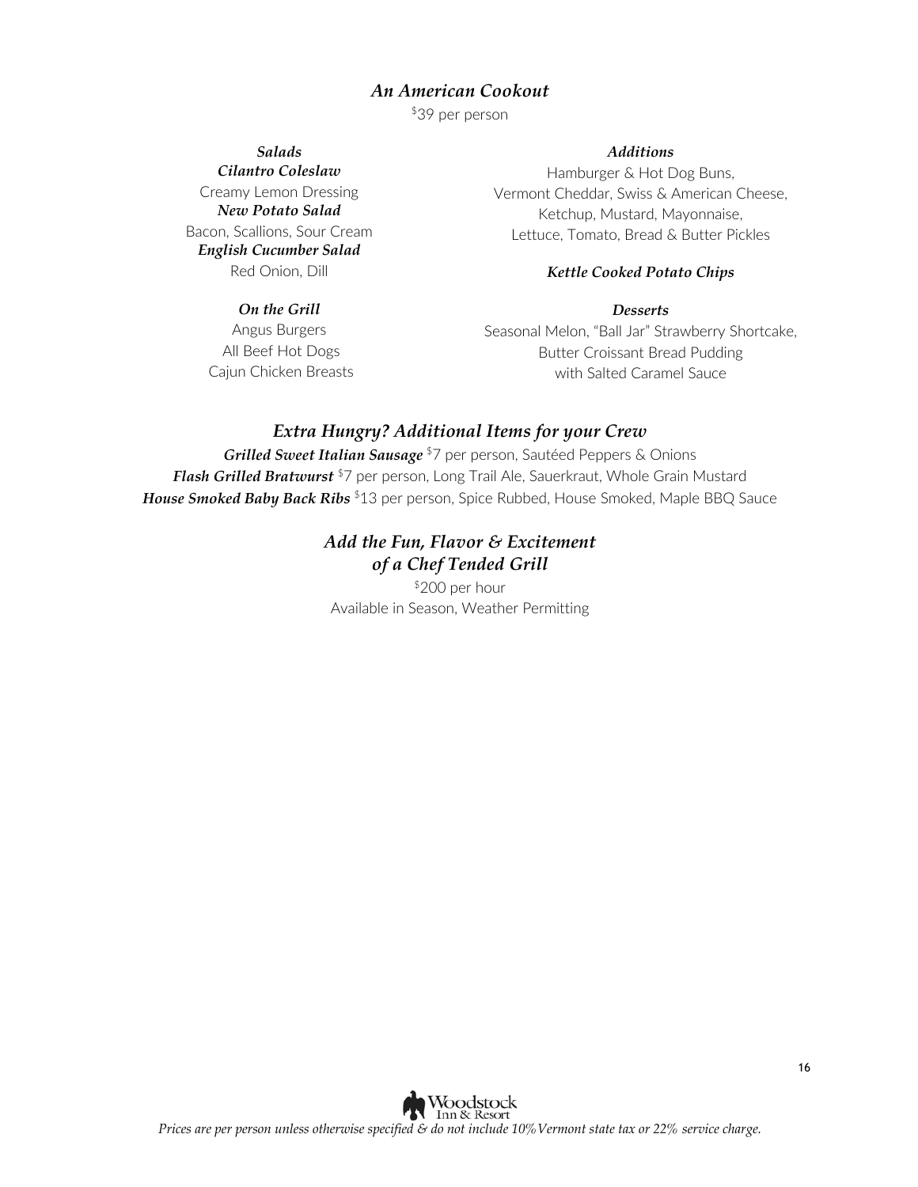## *An American Cookout*

$39 per person

***Salads***

***Cilantro Coleslaw***
Creamy Lemon Dressing

***New Potato Salad***
Bacon, Scallions, Sour Cream

***English Cucumber Salad***
Red Onion, Dill

***On the Grill***

Angus Burgers
All Beef Hot Dogs
Cajun Chicken Breasts

***Additions***

Hamburger & Hot Dog Buns,
Vermont Cheddar, Swiss & American Cheese,
Ketchup, Mustard, Mayonnaise,
Lettuce, Tomato, Bread & Butter Pickles

***Kettle Cooked Potato Chips***

***Desserts***

Seasonal Melon, "Ball Jar" Strawberry Shortcake,
Butter Croissant Bread Pudding
with Salted Caramel Sauce

## *Extra Hungry? Additional Items for your Crew*

***Grilled Sweet Italian Sausage*** $7 per person, Sautéed Peppers & Onions

***Flash Grilled Bratwurst*** $7 per person, Long Trail Ale, Sauerkraut, Whole Grain Mustard

***House Smoked Baby Back Ribs*** $13 per person, Spice Rubbed, House Smoked, Maple BBQ Sauce

## *Add the Fun, Flavor & Excitement of a Chef Tended Grill*

$200 per hour
Available in Season, Weather Permitting

Woodstock Inn & Resort

*Prices are per person unless otherwise specified & do not include 10% Vermont state tax or 22% service charge.*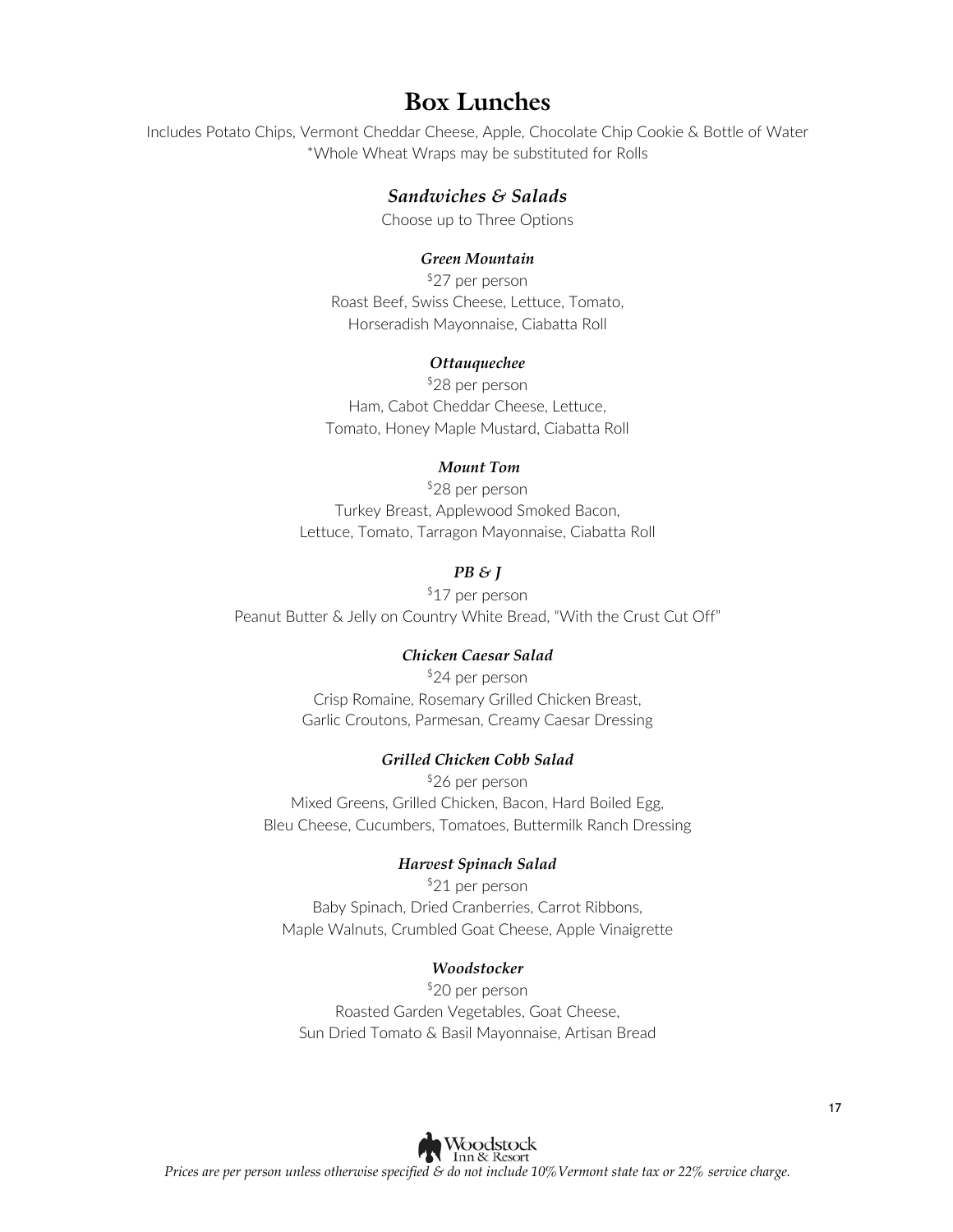# Box Lunches

Includes Potato Chips, Vermont Cheddar Cheese, Apple, Chocolate Chip Cookie & Bottle of Water
*Whole Wheat Wraps may be substituted for Rolls

## *Sandwiches & Salads*

Choose up to Three Options

### *Green Mountain*

$27 per person
Roast Beef, Swiss Cheese, Lettuce, Tomato,
Horseradish Mayonnaise, Ciabatta Roll

### *Ottauquechee*

$28 per person
Ham, Cabot Cheddar Cheese, Lettuce,
Tomato, Honey Maple Mustard, Ciabatta Roll

### *Mount Tom*

$28 per person
Turkey Breast, Applewood Smoked Bacon,
Lettuce, Tomato, Tarragon Mayonnaise, Ciabatta Roll

### *PB & J*

$17 per person
Peanut Butter & Jelly on Country White Bread, "With the Crust Cut Off"

### *Chicken Caesar Salad*

$24 per person
Crisp Romaine, Rosemary Grilled Chicken Breast,
Garlic Croutons, Parmesan, Creamy Caesar Dressing

### *Grilled Chicken Cobb Salad*

$26 per person
Mixed Greens, Grilled Chicken, Bacon, Hard Boiled Egg,
Bleu Cheese, Cucumbers, Tomatoes, Buttermilk Ranch Dressing

### *Harvest Spinach Salad*

$21 per person
Baby Spinach, Dried Cranberries, Carrot Ribbons,
Maple Walnuts, Crumbled Goat Cheese, Apple Vinaigrette

### *Woodstocker*

$20 per person
Roasted Garden Vegetables, Goat Cheese,
Sun Dried Tomato & Basil Mayonnaise, Artisan Bread

*Prices are per person unless otherwise specified & do not include 10% Vermont state tax or 22% service charge.*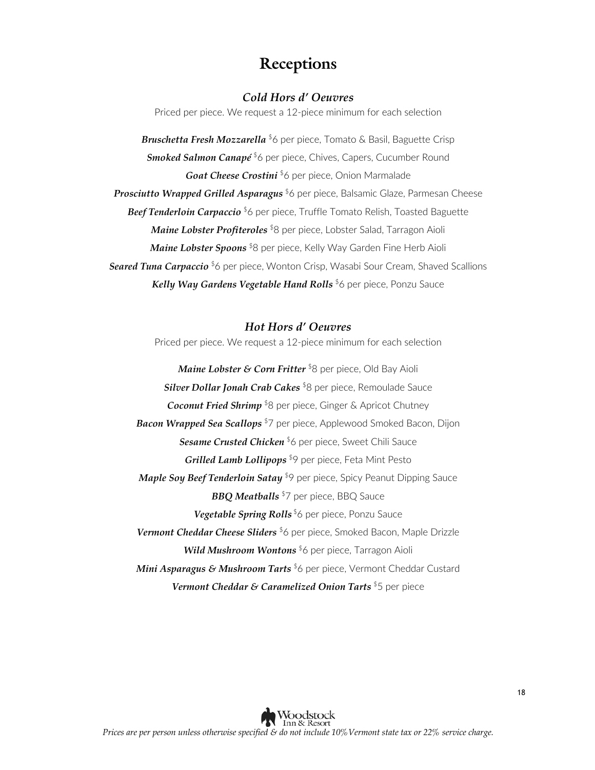# Receptions

### *Cold Hors d' Oeuvres*

Priced per piece. We request a 12-piece minimum for each selection

***Bruschetta Fresh Mozzarella*** $6 per piece, Tomato & Basil, Baguette Crisp

***Smoked Salmon Canapé*** $6 per piece, Chives, Capers, Cucumber Round

***Goat Cheese Crostini*** $6 per piece, Onion Marmalade

***Prosciutto Wrapped Grilled Asparagus*** $6 per piece, Balsamic Glaze, Parmesan Cheese

***Beef Tenderloin Carpaccio*** $6 per piece, Truffle Tomato Relish, Toasted Baguette

***Maine Lobster Profiteroles*** $8 per piece, Lobster Salad, Tarragon Aioli

***Maine Lobster Spoons*** $8 per piece, Kelly Way Garden Fine Herb Aioli

***Seared Tuna Carpaccio*** $6 per piece, Wonton Crisp, Wasabi Sour Cream, Shaved Scallions

***Kelly Way Gardens Vegetable Hand Rolls*** $6 per piece, Ponzu Sauce

### *Hot Hors d' Oeuvres*

Priced per piece. We request a 12-piece minimum for each selection

***Maine Lobster & Corn Fritter*** $8 per piece, Old Bay Aioli

***Silver Dollar Jonah Crab Cakes*** $8 per piece, Remoulade Sauce

***Coconut Fried Shrimp*** $8 per piece, Ginger & Apricot Chutney

***Bacon Wrapped Sea Scallops*** $7 per piece, Applewood Smoked Bacon, Dijon

***Sesame Crusted Chicken*** $6 per piece, Sweet Chili Sauce

***Grilled Lamb Lollipops*** $9 per piece, Feta Mint Pesto

***Maple Soy Beef Tenderloin Satay*** $9 per piece, Spicy Peanut Dipping Sauce

***BBQ Meatballs*** $7 per piece, BBQ Sauce

***Vegetable Spring Rolls*** $6 per piece, Ponzu Sauce

***Vermont Cheddar Cheese Sliders*** $6 per piece, Smoked Bacon, Maple Drizzle

***Wild Mushroom Wontons*** $6 per piece, Tarragon Aioli

***Mini Asparagus & Mushroom Tarts*** $6 per piece, Vermont Cheddar Custard

***Vermont Cheddar & Caramelized Onion Tarts*** $5 per piece

*Prices are per person unless otherwise specified & do not include 10% Vermont state tax or 22% service charge.*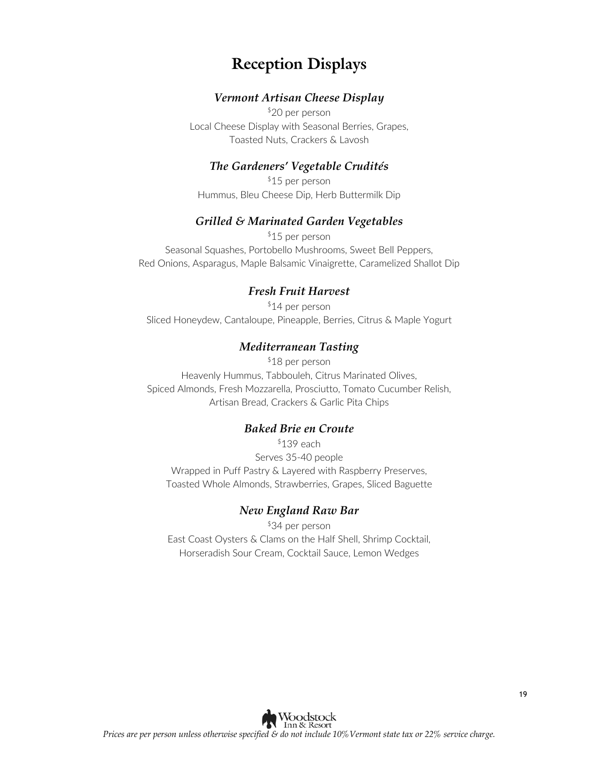# Reception Displays

### *Vermont Artisan Cheese Display*

$20 per person

Local Cheese Display with Seasonal Berries, Grapes,
Toasted Nuts, Crackers & Lavosh

### *The Gardeners' Vegetable Crudités*

$15 per person

Hummus, Bleu Cheese Dip, Herb Buttermilk Dip

### *Grilled & Marinated Garden Vegetables*

$15 per person

Seasonal Squashes, Portobello Mushrooms, Sweet Bell Peppers,
Red Onions, Asparagus, Maple Balsamic Vinaigrette, Caramelized Shallot Dip

### *Fresh Fruit Harvest*

$14 per person

Sliced Honeydew, Cantaloupe, Pineapple, Berries, Citrus & Maple Yogurt

### *Mediterranean Tasting*

$18 per person

Heavenly Hummus, Tabbouleh, Citrus Marinated Olives,
Spiced Almonds, Fresh Mozzarella, Prosciutto, Tomato Cucumber Relish,
Artisan Bread, Crackers & Garlic Pita Chips

### *Baked Brie en Croute*

$139 each

Serves 35-40 people

Wrapped in Puff Pastry & Layered with Raspberry Preserves,
Toasted Whole Almonds, Strawberries, Grapes, Sliced Baguette

### *New England Raw Bar*

$34 per person

East Coast Oysters & Clams on the Half Shell, Shrimp Cocktail,
Horseradish Sour Cream, Cocktail Sauce, Lemon Wedges

Woodstock Inn & Resort

*Prices are per person unless otherwise specified & do not include 10%Vermont state tax or 22% service charge.*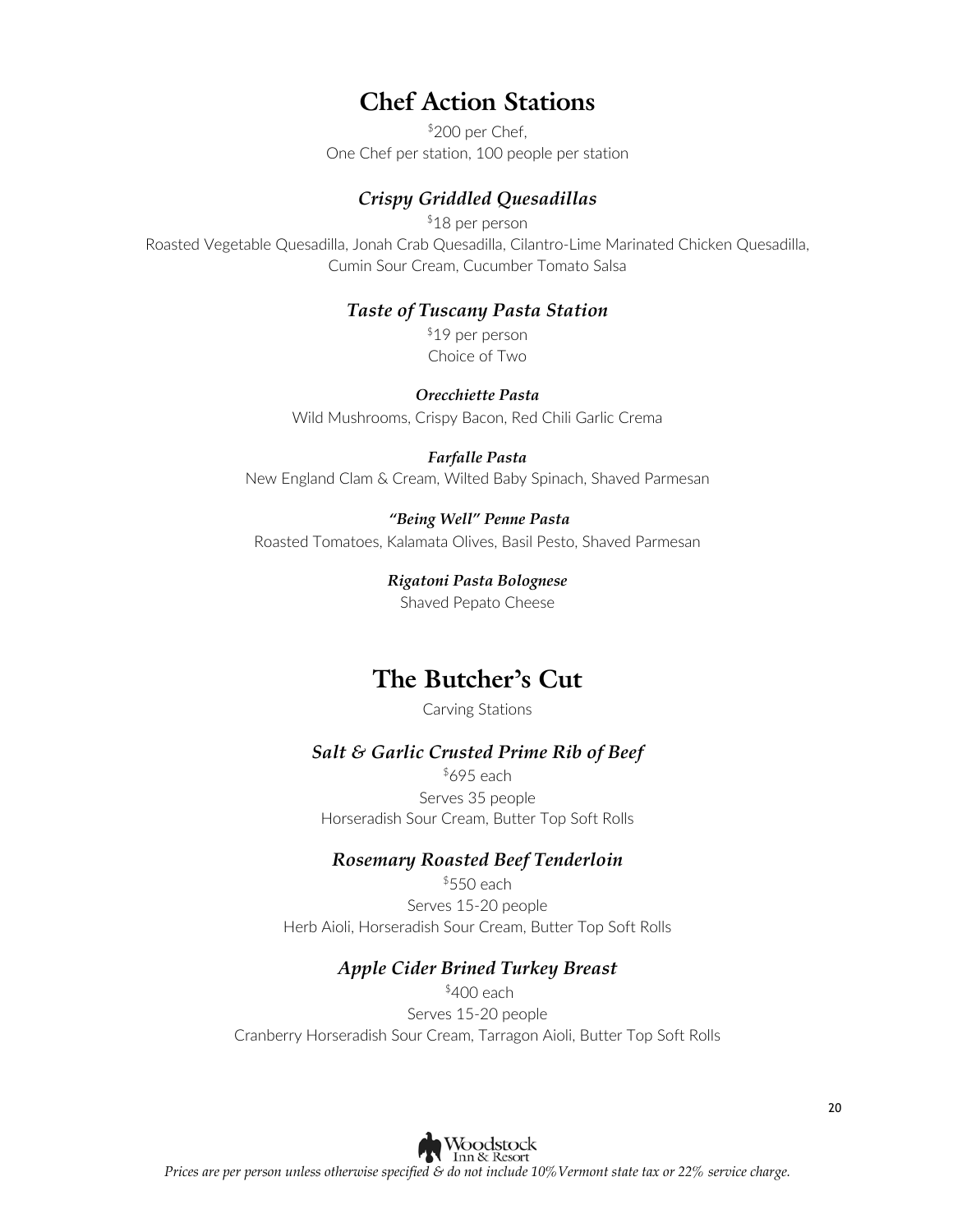# Chef Action Stations

$200 per Chef,
One Chef per station, 100 people per station

### *Crispy Griddled Quesadillas*

$18 per person
Roasted Vegetable Quesadilla, Jonah Crab Quesadilla, Cilantro-Lime Marinated Chicken Quesadilla, Cumin Sour Cream, Cucumber Tomato Salsa

### *Taste of Tuscany Pasta Station*

$19 per person
Choice of Two

***Orecchiette Pasta***
Wild Mushrooms, Crispy Bacon, Red Chili Garlic Crema

***Farfalle Pasta***
New England Clam & Cream, Wilted Baby Spinach, Shaved Parmesan

***"Being Well" Penne Pasta***
Roasted Tomatoes, Kalamata Olives, Basil Pesto, Shaved Parmesan

***Rigatoni Pasta Bolognese***
Shaved Pepato Cheese

# The Butcher's Cut

Carving Stations

### *Salt & Garlic Crusted Prime Rib of Beef*

$695 each
Serves 35 people
Horseradish Sour Cream, Butter Top Soft Rolls

### *Rosemary Roasted Beef Tenderloin*

$550 each
Serves 15-20 people
Herb Aioli, Horseradish Sour Cream, Butter Top Soft Rolls

### *Apple Cider Brined Turkey Breast*

$400 each
Serves 15-20 people
Cranberry Horseradish Sour Cream, Tarragon Aioli, Butter Top Soft Rolls

*Prices are per person unless otherwise specified & do not include 10% Vermont state tax or 22% service charge.*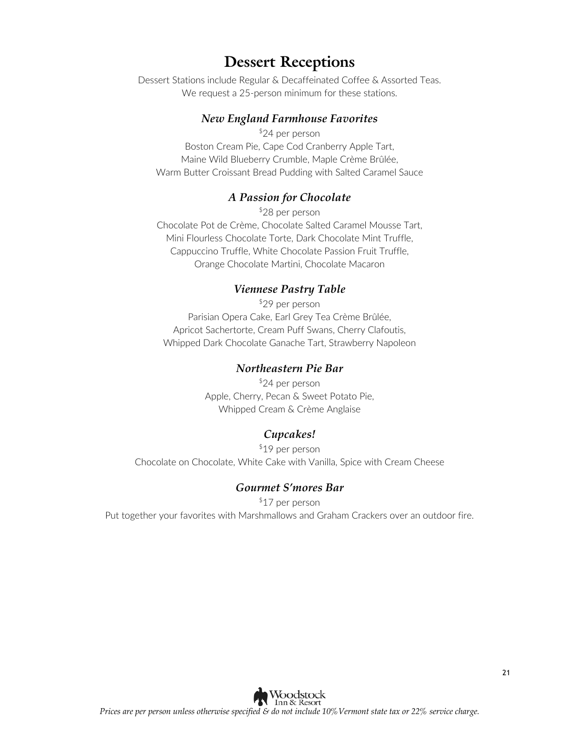# Dessert Receptions

Dessert Stations include Regular & Decaffeinated Coffee & Assorted Teas.
We request a 25-person minimum for these stations.

### *New England Farmhouse Favorites*

$24 per person

Boston Cream Pie, Cape Cod Cranberry Apple Tart,
Maine Wild Blueberry Crumble, Maple Crème Brûlée,
Warm Butter Croissant Bread Pudding with Salted Caramel Sauce

### *A Passion for Chocolate*

$28 per person

Chocolate Pot de Crème, Chocolate Salted Caramel Mousse Tart,
Mini Flourless Chocolate Torte, Dark Chocolate Mint Truffle,
Cappuccino Truffle, White Chocolate Passion Fruit Truffle,
Orange Chocolate Martini, Chocolate Macaron

### *Viennese Pastry Table*

$29 per person

Parisian Opera Cake, Earl Grey Tea Crème Brûlée,
Apricot Sachertorte, Cream Puff Swans, Cherry Clafoutis,
Whipped Dark Chocolate Ganache Tart, Strawberry Napoleon

### *Northeastern Pie Bar*

$24 per person

Apple, Cherry, Pecan & Sweet Potato Pie,
Whipped Cream & Crème Anglaise

### *Cupcakes!*

$19 per person

Chocolate on Chocolate, White Cake with Vanilla, Spice with Cream Cheese

### *Gourmet S'mores Bar*

$17 per person

Put together your favorites with Marshmallows and Graham Crackers over an outdoor fire.

*Prices are per person unless otherwise specified & do not include 10% Vermont state tax or 22% service charge.*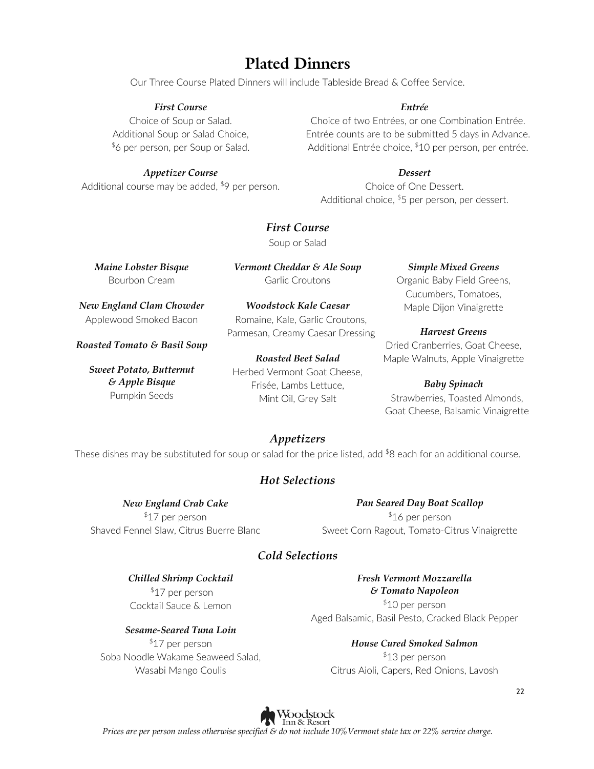# Plated Dinners

Our Three Course Plated Dinners will include Tableside Bread & Coffee Service.

***First Course***
Choice of Soup or Salad.
Additional Soup or Salad Choice,
$6 per person, per Soup or Salad.

***Appetizer Course***
Additional course may be added, $9 per person.

***Entrée***
Choice of two Entrées, or one Combination Entrée.
Entrée counts are to be submitted 5 days in Advance.
Additional Entrée choice, $10 per person, per entrée.

***Dessert***
Choice of One Dessert.
Additional choice, $5 per person, per dessert.

## *First Course*

Soup or Salad

***Maine Lobster Bisque***
Bourbon Cream

***New England Clam Chowder***
Applewood Smoked Bacon

***Roasted Tomato & Basil Soup***

***Sweet Potato, Butternut & Apple Bisque***
Pumpkin Seeds

***Vermont Cheddar & Ale Soup***
Garlic Croutons

***Woodstock Kale Caesar***
Romaine, Kale, Garlic Croutons, Parmesan, Creamy Caesar Dressing

***Roasted Beet Salad***
Herbed Vermont Goat Cheese, Frisée, Lambs Lettuce, Mint Oil, Grey Salt

***Simple Mixed Greens***
Organic Baby Field Greens, Cucumbers, Tomatoes, Maple Dijon Vinaigrette

***Harvest Greens***
Dried Cranberries, Goat Cheese, Maple Walnuts, Apple Vinaigrette

***Baby Spinach***
Strawberries, Toasted Almonds, Goat Cheese, Balsamic Vinaigrette

## *Appetizers*

These dishes may be substituted for soup or salad for the price listed, add $8 each for an additional course.

### *Hot Selections*

***New England Crab Cake***
$17 per person
Shaved Fennel Slaw, Citrus Buerre Blanc

***Pan Seared Day Boat Scallop***
$16 per person
Sweet Corn Ragout, Tomato-Citrus Vinaigrette

### *Cold Selections*

***Chilled Shrimp Cocktail***
$17 per person
Cocktail Sauce & Lemon

***Sesame-Seared Tuna Loin***
$17 per person
Soba Noodle Wakame Seaweed Salad, Wasabi Mango Coulis

***Fresh Vermont Mozzarella & Tomato Napoleon***
$10 per person
Aged Balsamic, Basil Pesto, Cracked Black Pepper

***House Cured Smoked Salmon***
$13 per person
Citrus Aioli, Capers, Red Onions, Lavosh

*Prices are per person unless otherwise specified & do not include 10% Vermont state tax or 22% service charge.*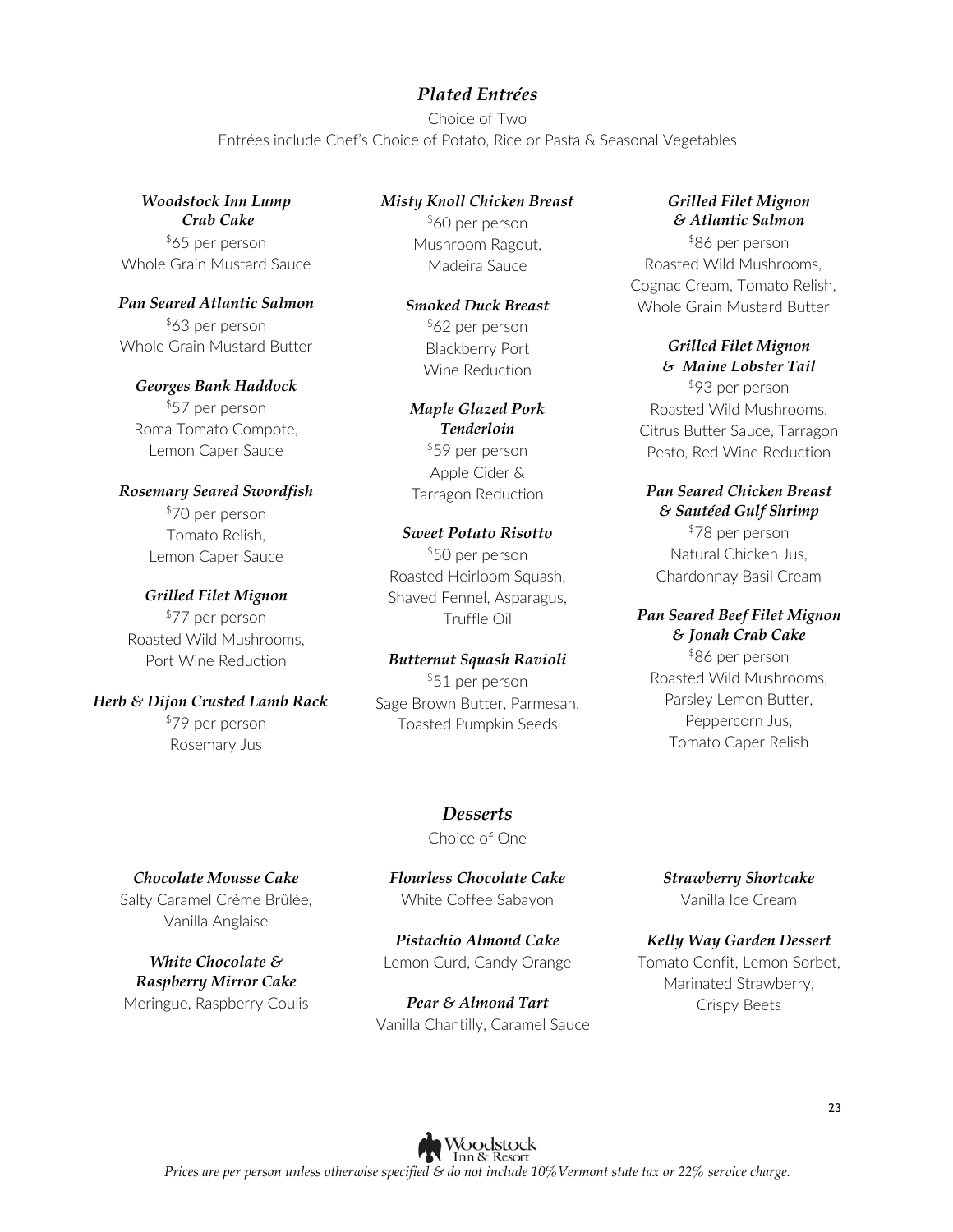## *Plated Entrées*

Choice of Two

Entrées include Chef's Choice of Potato, Rice or Pasta & Seasonal Vegetables

***Woodstock Inn Lump Crab Cake***
$65 per person
Whole Grain Mustard Sauce

***Pan Seared Atlantic Salmon***
$63 per person
Whole Grain Mustard Butter

***Georges Bank Haddock***
$57 per person
Roma Tomato Compote,
Lemon Caper Sauce

***Rosemary Seared Swordfish***
$70 per person
Tomato Relish,
Lemon Caper Sauce

***Grilled Filet Mignon***
$77 per person
Roasted Wild Mushrooms,
Port Wine Reduction

***Herb & Dijon Crusted Lamb Rack***
$79 per person
Rosemary Jus

***Misty Knoll Chicken Breast***
$60 per person
Mushroom Ragout,
Madeira Sauce

***Smoked Duck Breast***
$62 per person
Blackberry Port
Wine Reduction

***Maple Glazed Pork Tenderloin***
$59 per person
Apple Cider &
Tarragon Reduction

***Sweet Potato Risotto***
$50 per person
Roasted Heirloom Squash,
Shaved Fennel, Asparagus,
Truffle Oil

***Butternut Squash Ravioli***
$51 per person
Sage Brown Butter, Parmesan,
Toasted Pumpkin Seeds

***Grilled Filet Mignon & Atlantic Salmon***
$86 per person
Roasted Wild Mushrooms,
Cognac Cream, Tomato Relish,
Whole Grain Mustard Butter

***Grilled Filet Mignon & Maine Lobster Tail***
$93 per person
Roasted Wild Mushrooms,
Citrus Butter Sauce, Tarragon
Pesto, Red Wine Reduction

***Pan Seared Chicken Breast & Sautéed Gulf Shrimp***
$78 per person
Natural Chicken Jus,
Chardonnay Basil Cream

***Pan Seared Beef Filet Mignon & Jonah Crab Cake***
$86 per person
Roasted Wild Mushrooms,
Parsley Lemon Butter,
Peppercorn Jus,
Tomato Caper Relish

## *Desserts*

Choice of One

***Chocolate Mousse Cake***
Salty Caramel Crème Brûlée,
Vanilla Anglaise

***White Chocolate & Raspberry Mirror Cake***
Meringue, Raspberry Coulis

***Flourless Chocolate Cake***
White Coffee Sabayon

***Pistachio Almond Cake***
Lemon Curd, Candy Orange

***Pear & Almond Tart***
Vanilla Chantilly, Caramel Sauce

***Strawberry Shortcake***
Vanilla Ice Cream

***Kelly Way Garden Dessert***
Tomato Confit, Lemon Sorbet,
Marinated Strawberry,
Crispy Beets

*Prices are per person unless otherwise specified & do not include 10% Vermont state tax or 22% service charge.*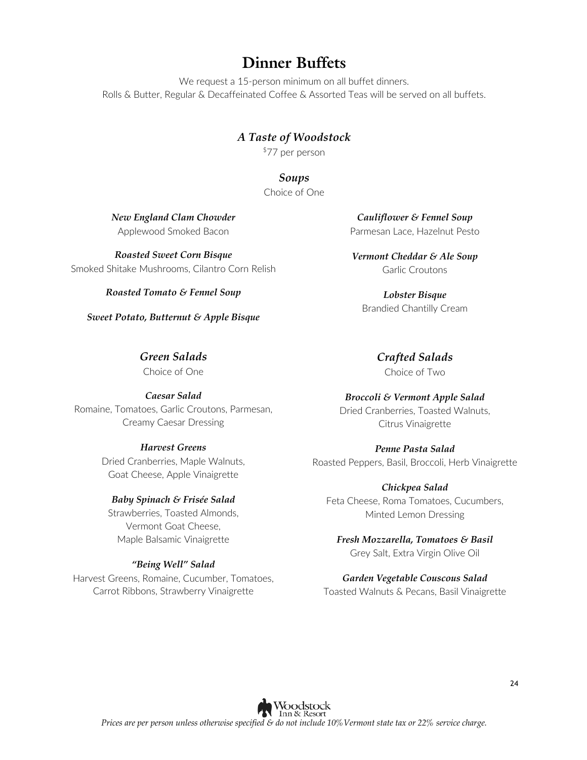# Dinner Buffets

We request a 15-person minimum on all buffet dinners.
Rolls & Butter, Regular & Decaffeinated Coffee & Assorted Teas will be served on all buffets.

## *A Taste of Woodstock*

$77 per person

### *Soups*

Choice of One

***New England Clam Chowder***
Applewood Smoked Bacon

***Roasted Sweet Corn Bisque***
Smoked Shitake Mushrooms, Cilantro Corn Relish

***Roasted Tomato & Fennel Soup***

***Sweet Potato, Butternut & Apple Bisque***

***Cauliflower & Fennel Soup***
Parmesan Lace, Hazelnut Pesto

***Vermont Cheddar & Ale Soup***
Garlic Croutons

***Lobster Bisque***
Brandied Chantilly Cream

### *Green Salads*

Choice of One

***Caesar Salad***
Romaine, Tomatoes, Garlic Croutons, Parmesan, Creamy Caesar Dressing

***Harvest Greens***
Dried Cranberries, Maple Walnuts, Goat Cheese, Apple Vinaigrette

***Baby Spinach & Frisée Salad***
Strawberries, Toasted Almonds, Vermont Goat Cheese, Maple Balsamic Vinaigrette

***"Being Well" Salad***
Harvest Greens, Romaine, Cucumber, Tomatoes, Carrot Ribbons, Strawberry Vinaigrette

### *Crafted Salads*

Choice of Two

***Broccoli & Vermont Apple Salad***
Dried Cranberries, Toasted Walnuts, Citrus Vinaigrette

***Penne Pasta Salad***
Roasted Peppers, Basil, Broccoli, Herb Vinaigrette

***Chickpea Salad***
Feta Cheese, Roma Tomatoes, Cucumbers, Minted Lemon Dressing

***Fresh Mozzarella, Tomatoes & Basil***
Grey Salt, Extra Virgin Olive Oil

***Garden Vegetable Couscous Salad***
Toasted Walnuts & Pecans, Basil Vinaigrette

*Prices are per person unless otherwise specified & do not include 10% Vermont state tax or 22% service charge.*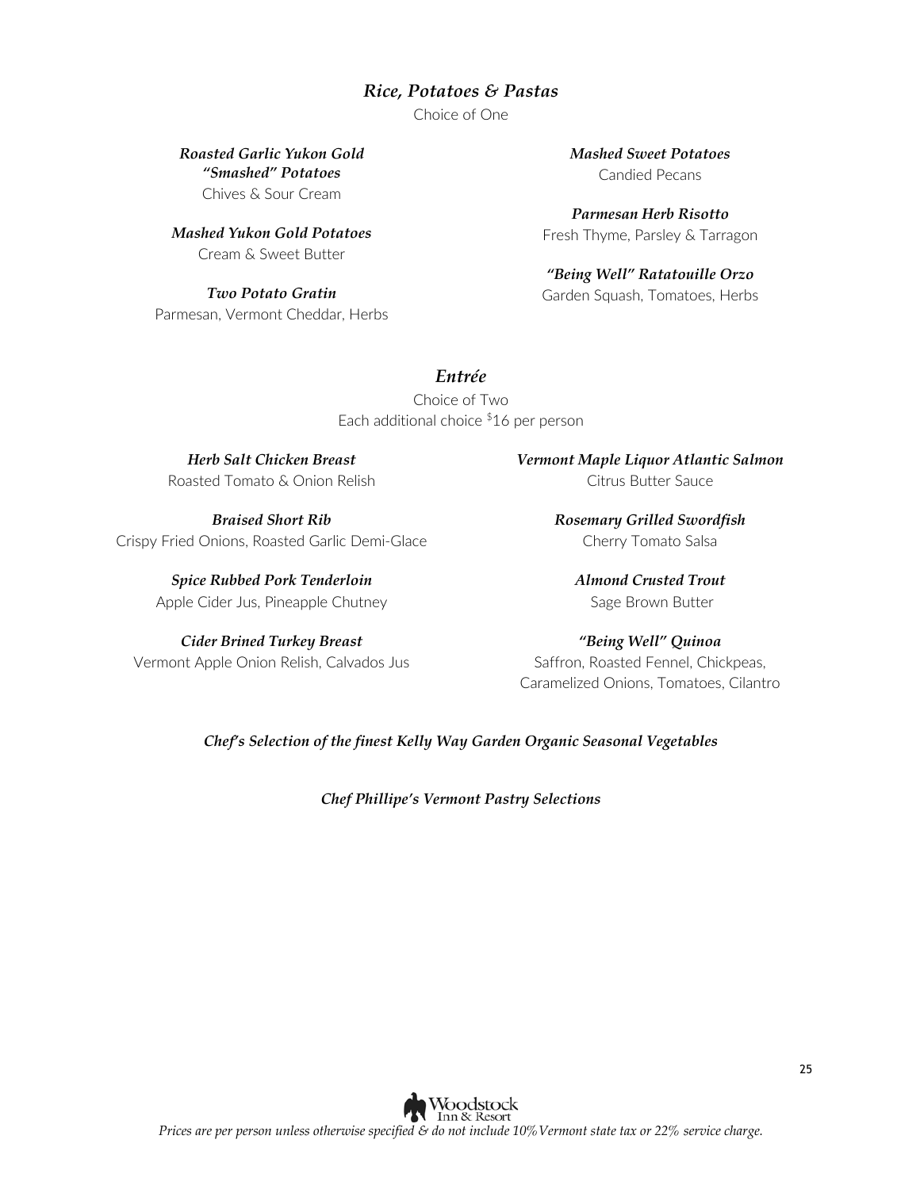## *Rice, Potatoes & Pastas*

Choice of One

***Roasted Garlic Yukon Gold "Smashed" Potatoes***
Chives & Sour Cream

***Mashed Yukon Gold Potatoes***
Cream & Sweet Butter

***Two Potato Gratin***
Parmesan, Vermont Cheddar, Herbs

***Mashed Sweet Potatoes***
Candied Pecans

***Parmesan Herb Risotto***
Fresh Thyme, Parsley & Tarragon

***"Being Well" Ratatouille Orzo***
Garden Squash, Tomatoes, Herbs

## *Entrée*

Choice of Two
Each additional choice $16 per person

***Herb Salt Chicken Breast***
Roasted Tomato & Onion Relish

***Braised Short Rib***
Crispy Fried Onions, Roasted Garlic Demi-Glace

***Spice Rubbed Pork Tenderloin***
Apple Cider Jus, Pineapple Chutney

***Cider Brined Turkey Breast***
Vermont Apple Onion Relish, Calvados Jus

***Vermont Maple Liquor Atlantic Salmon***
Citrus Butter Sauce

***Rosemary Grilled Swordfish***
Cherry Tomato Salsa

***Almond Crusted Trout***
Sage Brown Butter

***"Being Well" Quinoa***
Saffron, Roasted Fennel, Chickpeas, Caramelized Onions, Tomatoes, Cilantro

***Chef's Selection of the finest Kelly Way Garden Organic Seasonal Vegetables***

***Chef Phillipe's Vermont Pastry Selections***

*Prices are per person unless otherwise specified & do not include 10% Vermont state tax or 22% service charge.*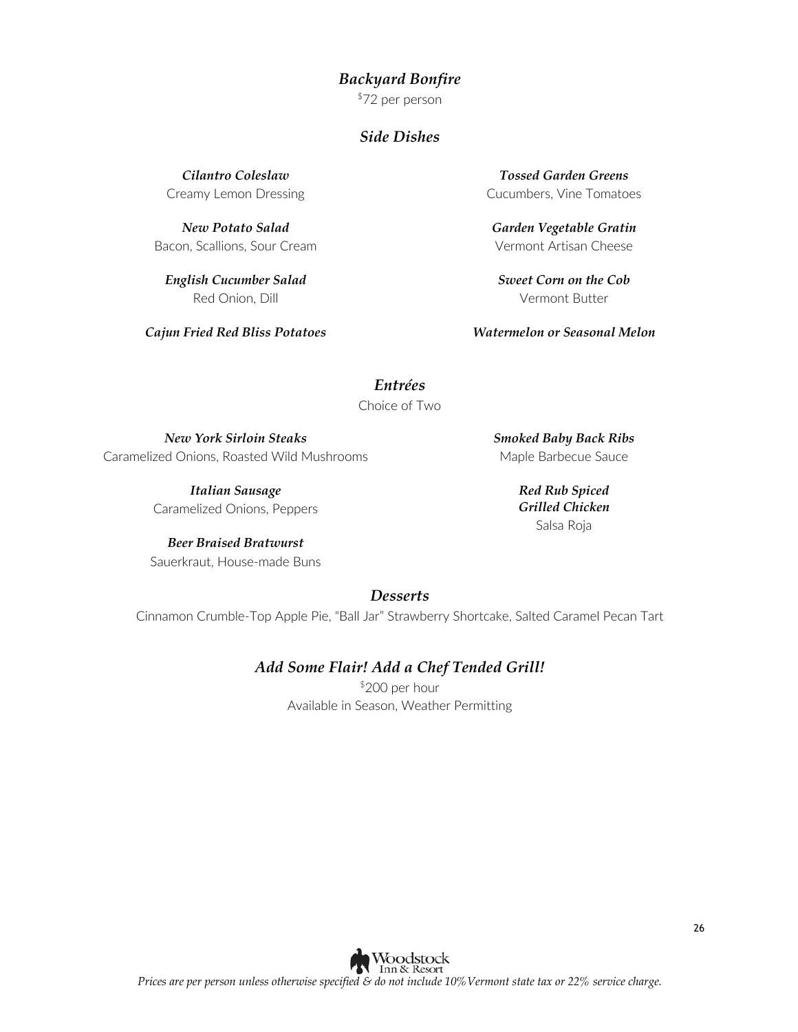## *Backyard Bonfire*

$72 per person

### *Side Dishes*

***Cilantro Coleslaw***
Creamy Lemon Dressing

***New Potato Salad***
Bacon, Scallions, Sour Cream

***English Cucumber Salad***
Red Onion, Dill

***Cajun Fried Red Bliss Potatoes***

***Tossed Garden Greens***
Cucumbers, Vine Tomatoes

***Garden Vegetable Gratin***
Vermont Artisan Cheese

***Sweet Corn on the Cob***
Vermont Butter

***Watermelon or Seasonal Melon***

### *Entrées*

Choice of Two

***New York Sirloin Steaks***
Caramelized Onions, Roasted Wild Mushrooms

***Italian Sausage***
Caramelized Onions, Peppers

***Beer Braised Bratwurst***
Sauerkraut, House-made Buns

***Smoked Baby Back Ribs***
Maple Barbecue Sauce

***Red Rub Spiced Grilled Chicken***
Salsa Roja

### *Desserts*

Cinnamon Crumble-Top Apple Pie, "Ball Jar" Strawberry Shortcake, Salted Caramel Pecan Tart

### *Add Some Flair! Add a Chef Tended Grill!*

$200 per hour
Available in Season, Weather Permitting

*Prices are per person unless otherwise specified & do not include 10% Vermont state tax or 22% service charge.*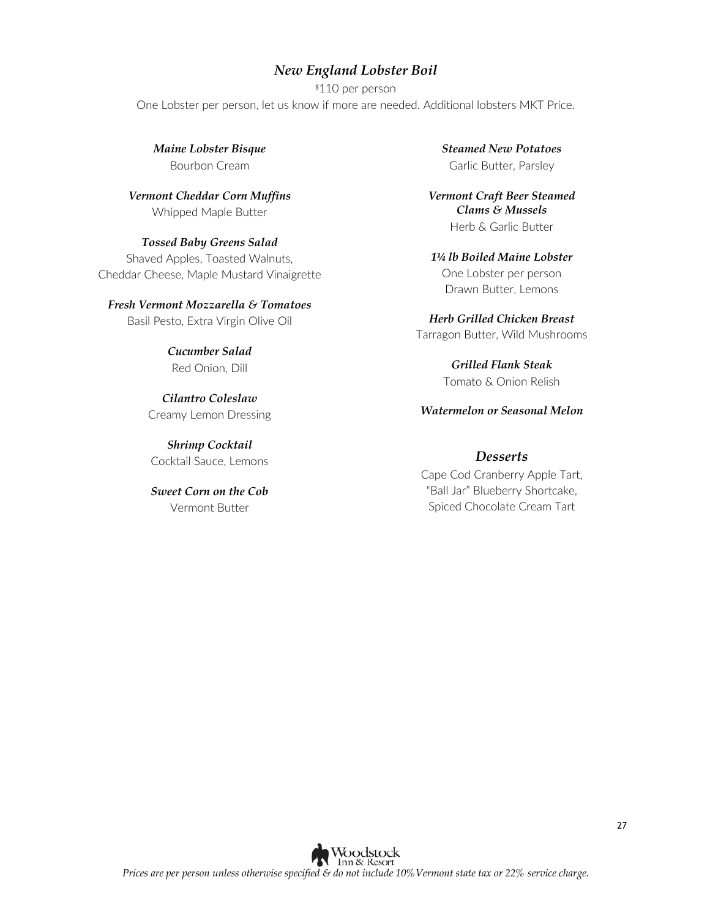## *New England Lobster Boil*

$110 per person

One Lobster per person, let us know if more are needed. Additional lobsters MKT Price.

***Maine Lobster Bisque***
Bourbon Cream

***Vermont Cheddar Corn Muffins***
Whipped Maple Butter

***Tossed Baby Greens Salad***
Shaved Apples, Toasted Walnuts,
Cheddar Cheese, Maple Mustard Vinaigrette

***Fresh Vermont Mozzarella & Tomatoes***
Basil Pesto, Extra Virgin Olive Oil

***Cucumber Salad***
Red Onion, Dill

***Cilantro Coleslaw***
Creamy Lemon Dressing

***Shrimp Cocktail***
Cocktail Sauce, Lemons

***Sweet Corn on the Cob***
Vermont Butter

***Steamed New Potatoes***
Garlic Butter, Parsley

***Vermont Craft Beer Steamed Clams & Mussels***
Herb & Garlic Butter

***1¼ lb Boiled Maine Lobster***
One Lobster per person
Drawn Butter, Lemons

***Herb Grilled Chicken Breast***
Tarragon Butter, Wild Mushrooms

***Grilled Flank Steak***
Tomato & Onion Relish

***Watermelon or Seasonal Melon***

### *Desserts*

Cape Cod Cranberry Apple Tart,
"Ball Jar" Blueberry Shortcake,
Spiced Chocolate Cream Tart

Woodstock Inn & Resort

*Prices are per person unless otherwise specified & do not include 10% Vermont state tax or 22% service charge.*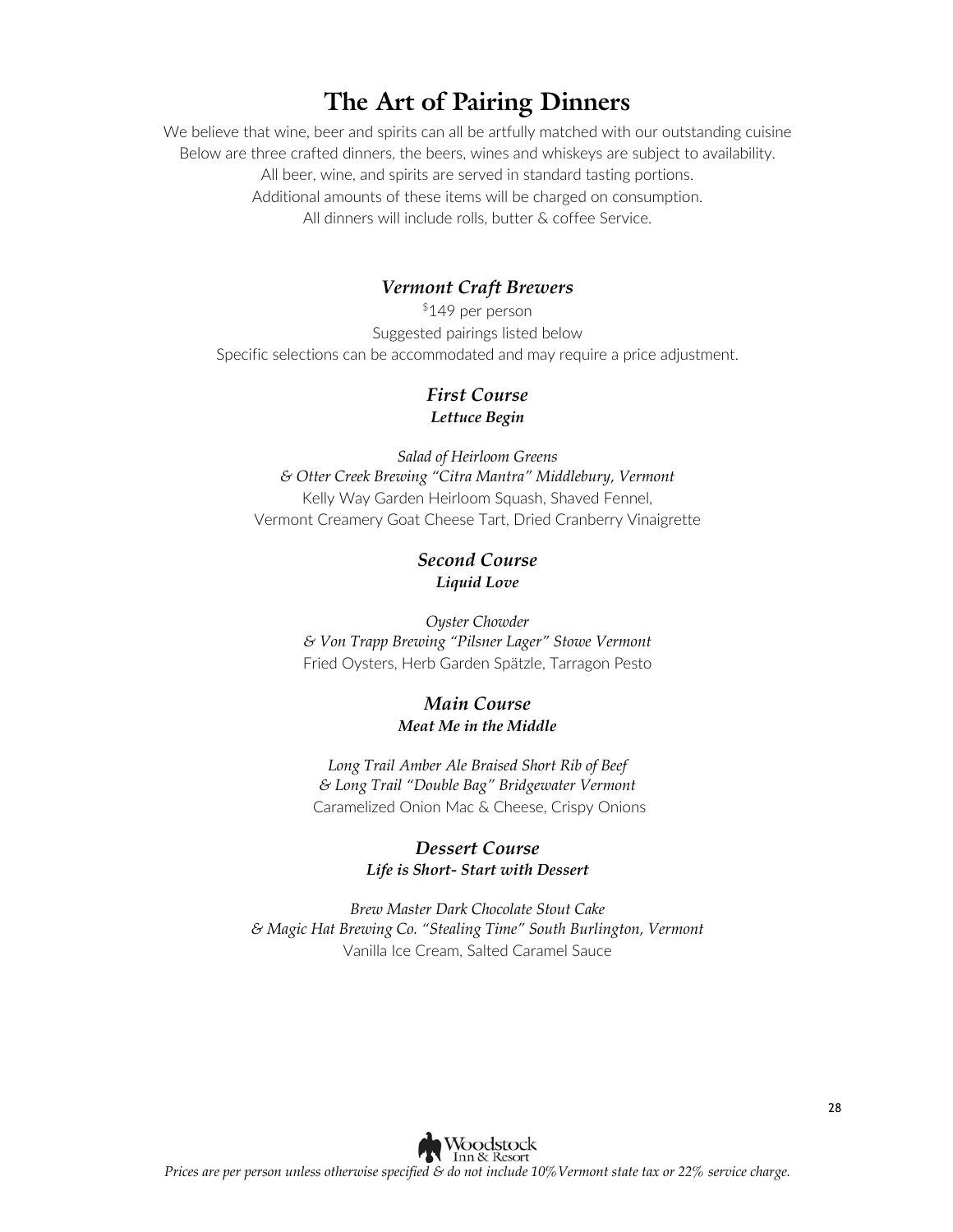# The Art of Pairing Dinners

We believe that wine, beer and spirits can all be artfully matched with our outstanding cuisine
Below are three crafted dinners, the beers, wines and whiskeys are subject to availability.
All beer, wine, and spirits are served in standard tasting portions.
Additional amounts of these items will be charged on consumption.
All dinners will include rolls, butter & coffee Service.

## *Vermont Craft Brewers*

$149 per person
Suggested pairings listed below
Specific selections can be accommodated and may require a price adjustment.

### *First Course*

***Lettuce Begin***

*Salad of Heirloom Greens*
*& Otter Creek Brewing "Citra Mantra" Middlebury, Vermont*
Kelly Way Garden Heirloom Squash, Shaved Fennel,
Vermont Creamery Goat Cheese Tart, Dried Cranberry Vinaigrette

### *Second Course*

***Liquid Love***

*Oyster Chowder*
*& Von Trapp Brewing "Pilsner Lager" Stowe Vermont*
Fried Oysters, Herb Garden Spätzle, Tarragon Pesto

### *Main Course*

***Meat Me in the Middle***

*Long Trail Amber Ale Braised Short Rib of Beef*
*& Long Trail "Double Bag" Bridgewater Vermont*
Caramelized Onion Mac & Cheese, Crispy Onions

### *Dessert Course*

***Life is Short- Start with Dessert***

*Brew Master Dark Chocolate Stout Cake*
*& Magic Hat Brewing Co. "Stealing Time" South Burlington, Vermont*
Vanilla Ice Cream, Salted Caramel Sauce

*Prices are per person unless otherwise specified & do not include 10% Vermont state tax or 22% service charge.*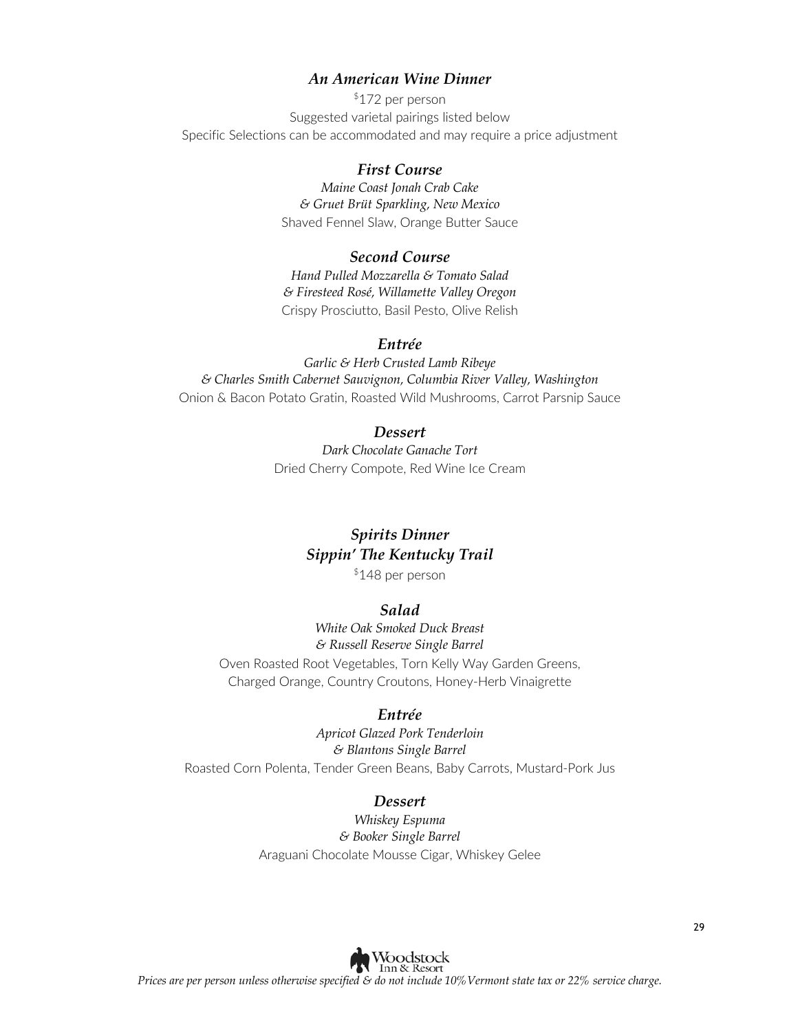## *An American Wine Dinner*

$172 per person
Suggested varietal pairings listed below
Specific Selections can be accommodated and may require a price adjustment

### *First Course*

*Maine Coast Jonah Crab Cake*
*& Gruet Brüt Sparkling, New Mexico*
Shaved Fennel Slaw, Orange Butter Sauce

### *Second Course*

*Hand Pulled Mozzarella & Tomato Salad*
*& Firesteed Rosé, Willamette Valley Oregon*
Crispy Prosciutto, Basil Pesto, Olive Relish

### *Entrée*

*Garlic & Herb Crusted Lamb Ribeye*
*& Charles Smith Cabernet Sauvignon, Columbia River Valley, Washington*
Onion & Bacon Potato Gratin, Roasted Wild Mushrooms, Carrot Parsnip Sauce

### *Dessert*

*Dark Chocolate Ganache Tort*
Dried Cherry Compote, Red Wine Ice Cream

## *Spirits Dinner*
## *Sippin' The Kentucky Trail*

$148 per person

### *Salad*

*White Oak Smoked Duck Breast*
*& Russell Reserve Single Barrel*
Oven Roasted Root Vegetables, Torn Kelly Way Garden Greens,
Charged Orange, Country Croutons, Honey-Herb Vinaigrette

### *Entrée*

*Apricot Glazed Pork Tenderloin*
*& Blantons Single Barrel*
Roasted Corn Polenta, Tender Green Beans, Baby Carrots, Mustard-Pork Jus

### *Dessert*

*Whiskey Espuma*
*& Booker Single Barrel*
Araguani Chocolate Mousse Cigar, Whiskey Gelee

Woodstock Inn & Resort

*Prices are per person unless otherwise specified & do not include 10% Vermont state tax or 22% service charge.*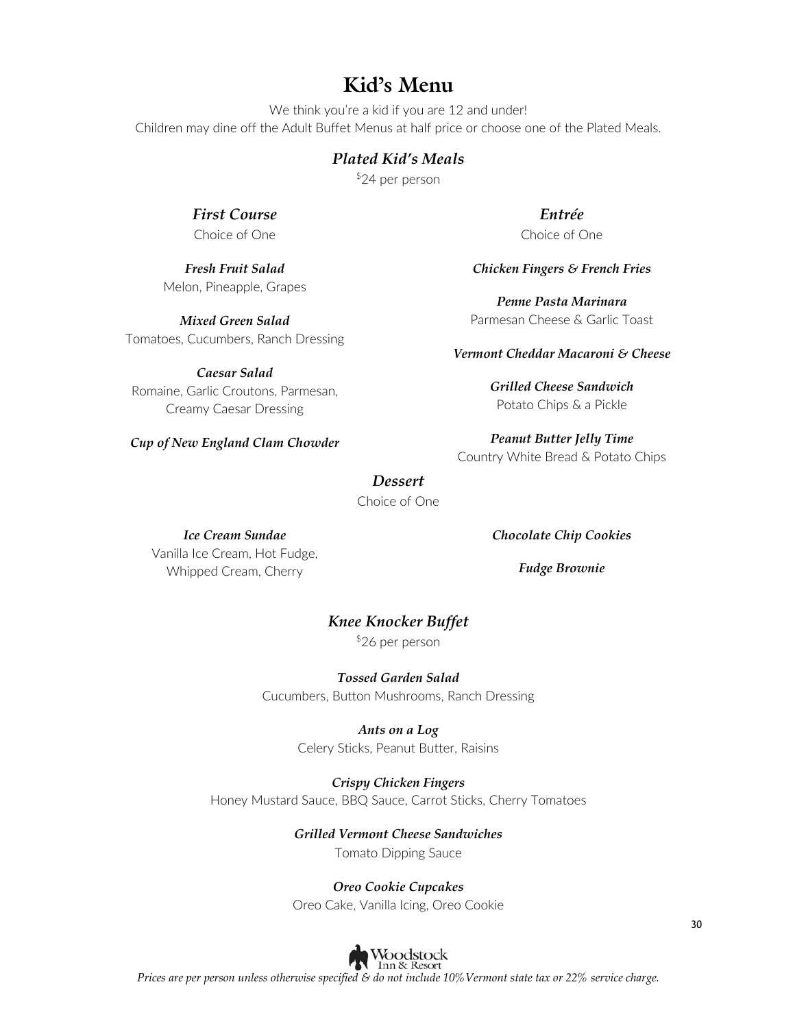# Kid's Menu

We think you're a kid if you are 12 and under!
Children may dine off the Adult Buffet Menus at half price or choose one of the Plated Meals.

## *Plated Kid's Meals*

$24 per person

### *First Course*

Choice of One

***Fresh Fruit Salad***
Melon, Pineapple, Grapes

***Mixed Green Salad***
Tomatoes, Cucumbers, Ranch Dressing

***Caesar Salad***
Romaine, Garlic Croutons, Parmesan, Creamy Caesar Dressing

***Cup of New England Clam Chowder***

### *Entrée*

Choice of One

***Chicken Fingers & French Fries***

***Penne Pasta Marinara***
Parmesan Cheese & Garlic Toast

***Vermont Cheddar Macaroni & Cheese***

***Grilled Cheese Sandwich***
Potato Chips & a Pickle

***Peanut Butter Jelly Time***
Country White Bread & Potato Chips

### *Dessert*

Choice of One

***Ice Cream Sundae***
Vanilla Ice Cream, Hot Fudge, Whipped Cream, Cherry

***Chocolate Chip Cookies***

***Fudge Brownie***

## *Knee Knocker Buffet*

$26 per person

***Tossed Garden Salad***
Cucumbers, Button Mushrooms, Ranch Dressing

***Ants on a Log***
Celery Sticks, Peanut Butter, Raisins

***Crispy Chicken Fingers***
Honey Mustard Sauce, BBQ Sauce, Carrot Sticks, Cherry Tomatoes

***Grilled Vermont Cheese Sandwiches***
Tomato Dipping Sauce

***Oreo Cookie Cupcakes***
Oreo Cake, Vanilla Icing, Oreo Cookie

*Prices are per person unless otherwise specified & do not include 10% Vermont state tax or 22% service charge.*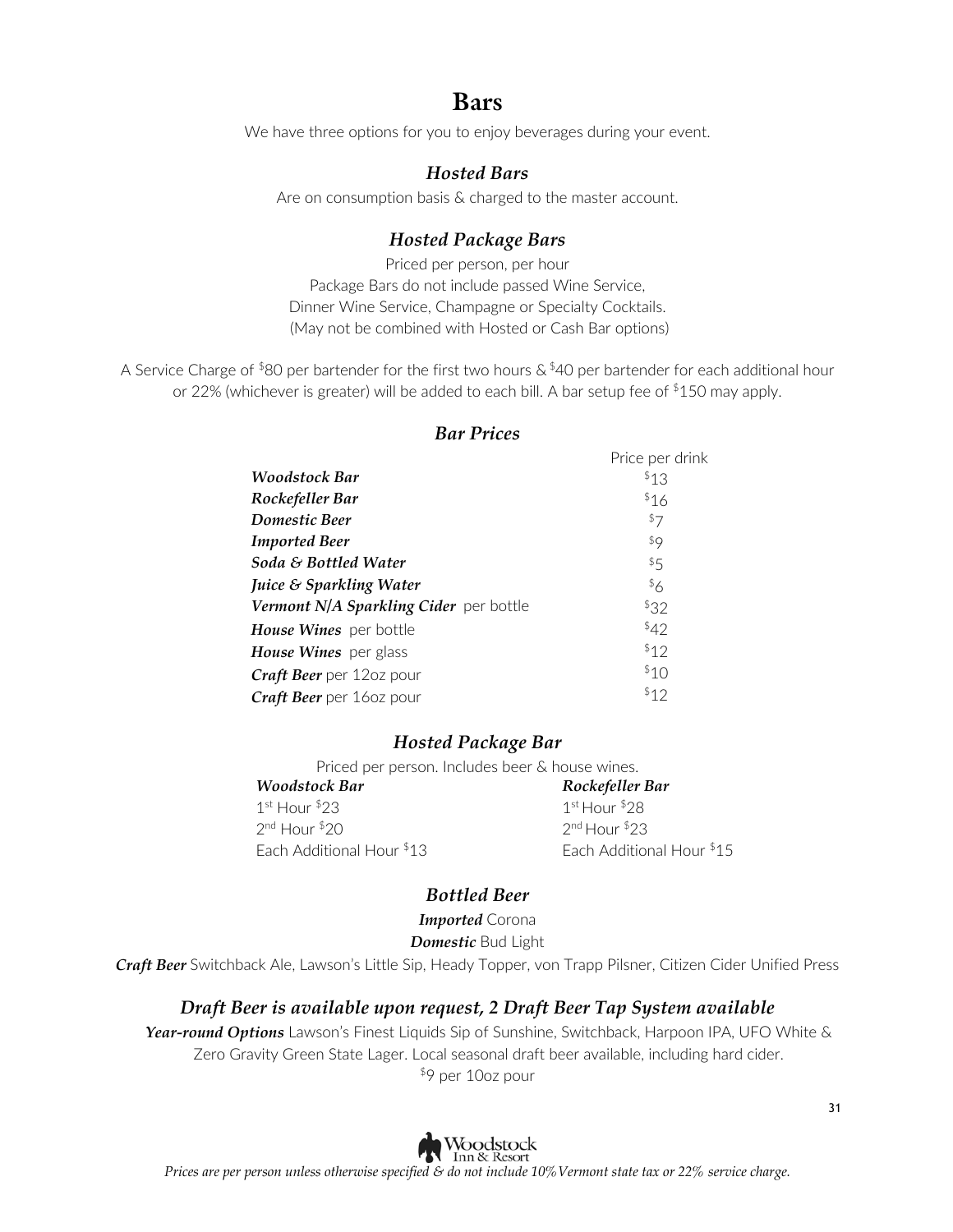# Bars

We have three options for you to enjoy beverages during your event.

### *Hosted Bars*

Are on consumption basis & charged to the master account.

### *Hosted Package Bars*

Priced per person, per hour
Package Bars do not include passed Wine Service,
Dinner Wine Service, Champagne or Specialty Cocktails.
(May not be combined with Hosted or Cash Bar options)

A Service Charge of $80 per bartender for the first two hours & $40 per bartender for each additional hour or 22% (whichever is greater) will be added to each bill. A bar setup fee of $150 may apply.

### *Bar Prices*

| | Price per drink |
|---|---|
| ***Woodstock Bar*** | $13 |
| ***Rockefeller Bar*** | $16 |
| ***Domestic Beer*** | $7 |
| ***Imported Beer*** | $9 |
| ***Soda & Bottled Water*** | $5 |
| ***Juice & Sparkling Water*** | $6 |
| ***Vermont N/A Sparkling Cider*** per bottle | $32 |
| ***House Wines*** per bottle | $42 |
| ***House Wines*** per glass | $12 |
| ***Craft Beer*** per 12oz pour | $10 |
| ***Craft Beer*** per 16oz pour | $12 |

### *Hosted Package Bar*

Priced per person. Includes beer & house wines.

| ***Woodstock Bar*** | ***Rockefeller Bar*** |
|---|---|
| 1st Hour $23 | 1st Hour $28 |
| 2nd Hour $20 | 2nd Hour $23 |
| Each Additional Hour $13 | Each Additional Hour $15 |

### *Bottled Beer*

***Imported*** Corona

***Domestic*** Bud Light

***Craft Beer*** Switchback Ale, Lawson's Little Sip, Heady Topper, von Trapp Pilsner, Citizen Cider Unified Press

### *Draft Beer is available upon request, 2 Draft Beer Tap System available*

***Year-round Options*** Lawson's Finest Liquids Sip of Sunshine, Switchback, Harpoon IPA, UFO White & Zero Gravity Green State Lager. Local seasonal draft beer available, including hard cider.

$9 per 10oz pour

*Prices are per person unless otherwise specified & do not include 10% Vermont state tax or 22% service charge.*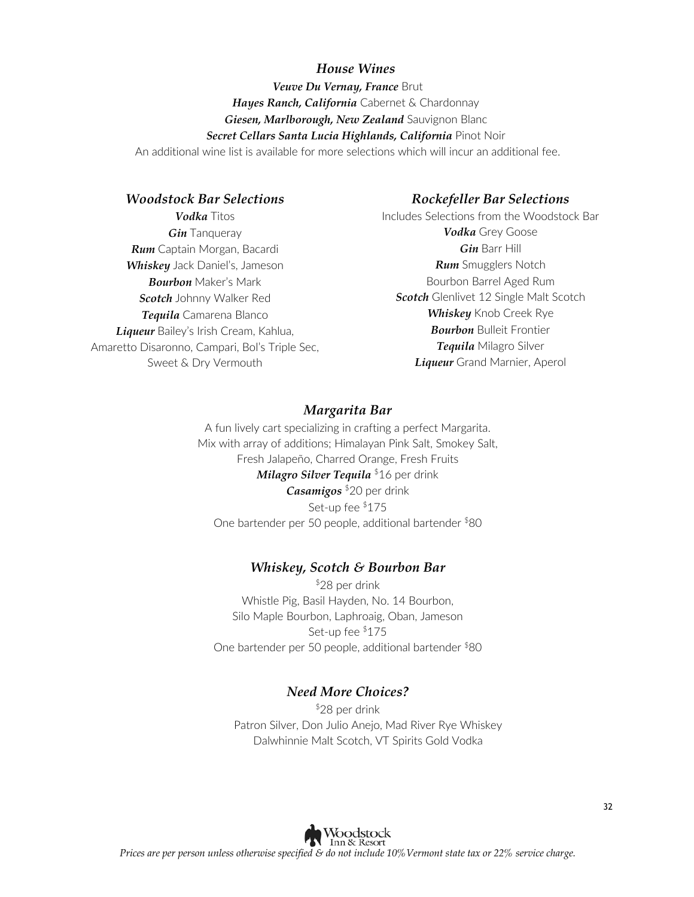## *House Wines*

***Veuve Du Vernay, France*** Brut
***Hayes Ranch, California*** Cabernet & Chardonnay
***Giesen, Marlborough, New Zealand*** Sauvignon Blanc
***Secret Cellars Santa Lucia Highlands, California*** Pinot Noir
An additional wine list is available for more selections which will incur an additional fee.

## *Woodstock Bar Selections*

***Vodka*** Titos
***Gin*** Tanqueray
***Rum*** Captain Morgan, Bacardi
***Whiskey*** Jack Daniel's, Jameson
***Bourbon*** Maker's Mark
***Scotch*** Johnny Walker Red
***Tequila*** Camarena Blanco
***Liqueur*** Bailey's Irish Cream, Kahlua, Amaretto Disaronno, Campari, Bol's Triple Sec, Sweet & Dry Vermouth

## *Rockefeller Bar Selections*

Includes Selections from the Woodstock Bar
***Vodka*** Grey Goose
***Gin*** Barr Hill
***Rum*** Smugglers Notch Bourbon Barrel Aged Rum
***Scotch*** Glenlivet 12 Single Malt Scotch
***Whiskey*** Knob Creek Rye
***Bourbon*** Bulleit Frontier
***Tequila*** Milagro Silver
***Liqueur*** Grand Marnier, Aperol

## *Margarita Bar*

A fun lively cart specializing in crafting a perfect Margarita.
Mix with array of additions; Himalayan Pink Salt, Smokey Salt, Fresh Jalapeño, Charred Orange, Fresh Fruits
***Milagro Silver Tequila*** $16 per drink
***Casamigos*** $20 per drink
Set-up fee $175
One bartender per 50 people, additional bartender $80

## *Whiskey, Scotch & Bourbon Bar*

$28 per drink
Whistle Pig, Basil Hayden, No. 14 Bourbon, Silo Maple Bourbon, Laphroaig, Oban, Jameson
Set-up fee $175
One bartender per 50 people, additional bartender $80

## *Need More Choices?*

$28 per drink
Patron Silver, Don Julio Anejo, Mad River Rye Whiskey
Dalwhinnie Malt Scotch, VT Spirits Gold Vodka

*Prices are per person unless otherwise specified & do not include 10% Vermont state tax or 22% service charge.*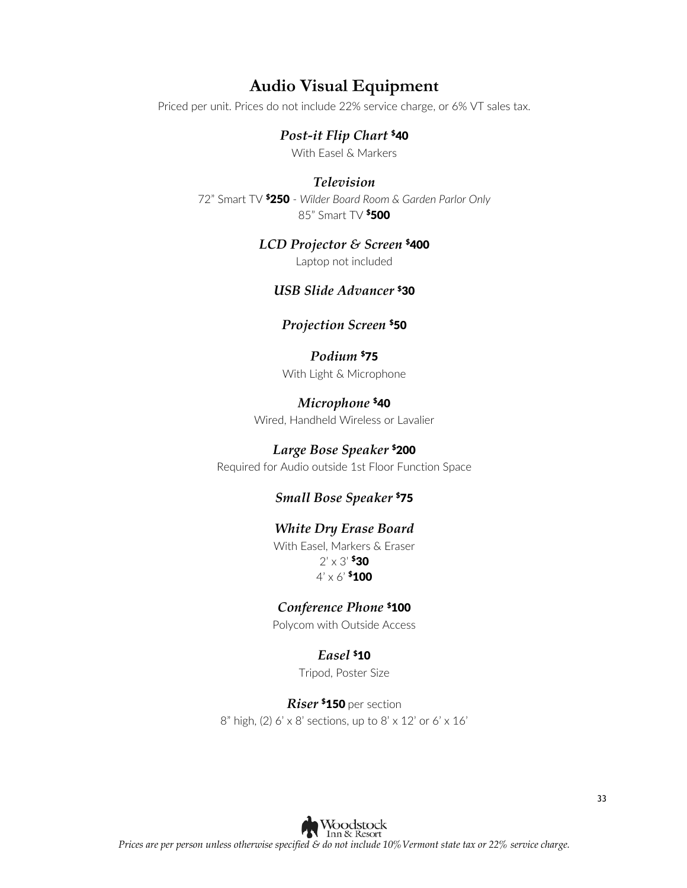## Audio Visual Equipment

Priced per unit. Prices do not include 22% service charge, or 6% VT sales tax.

***Post-it Flip Chart*** **$40**

With Easel & Markers

***Television***

72" Smart TV **$250** - *Wilder Board Room & Garden Parlor Only*

85" Smart TV **$500**

***LCD Projector & Screen*** **$400**

Laptop not included

***USB Slide Advancer*** **$30**

***Projection Screen*** **$50**

***Podium*** **$75**

With Light & Microphone

***Microphone*** **$40**

Wired, Handheld Wireless or Lavalier

***Large Bose Speaker*** **$200**

Required for Audio outside 1st Floor Function Space

***Small Bose Speaker*** **$75**

***White Dry Erase Board***

With Easel, Markers & Eraser

2' x 3' **$30**

4' x 6' **$100**

***Conference Phone*** **$100**

Polycom with Outside Access

***Easel*** **$10**

Tripod, Poster Size

***Riser*** **$150** per section

8" high, (2) 6' x 8' sections, up to 8' x 12' or 6' x 16'

Woodstock Inn & Resort

*Prices are per person unless otherwise specified & do not include 10% Vermont state tax or 22% service charge.*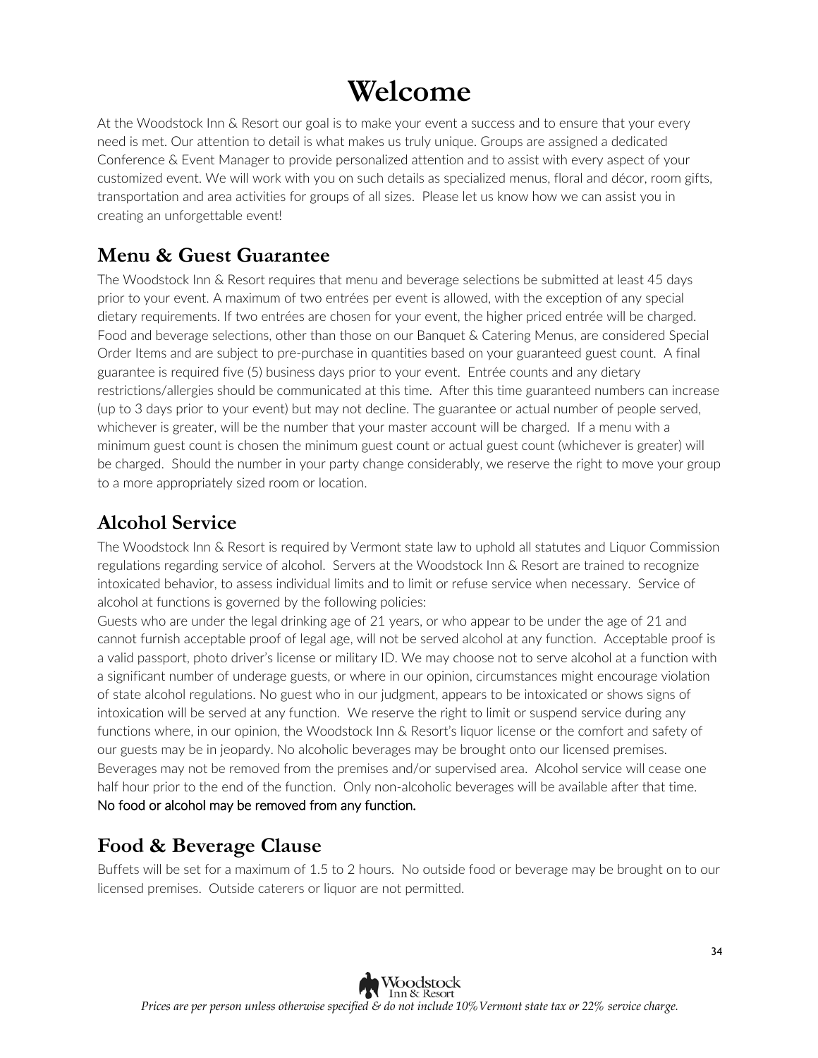# Welcome

At the Woodstock Inn & Resort our goal is to make your event a success and to ensure that your every need is met. Our attention to detail is what makes us truly unique. Groups are assigned a dedicated Conference & Event Manager to provide personalized attention and to assist with every aspect of your customized event. We will work with you on such details as specialized menus, floral and décor, room gifts, transportation and area activities for groups of all sizes. Please let us know how we can assist you in creating an unforgettable event!

## Menu & Guest Guarantee

The Woodstock Inn & Resort requires that menu and beverage selections be submitted at least 45 days prior to your event. A maximum of two entrées per event is allowed, with the exception of any special dietary requirements. If two entrées are chosen for your event, the higher priced entrée will be charged. Food and beverage selections, other than those on our Banquet & Catering Menus, are considered Special Order Items and are subject to pre-purchase in quantities based on your guaranteed guest count. A final guarantee is required five (5) business days prior to your event. Entrée counts and any dietary restrictions/allergies should be communicated at this time. After this time guaranteed numbers can increase (up to 3 days prior to your event) but may not decline. The guarantee or actual number of people served, whichever is greater, will be the number that your master account will be charged. If a menu with a minimum guest count is chosen the minimum guest count or actual guest count (whichever is greater) will be charged. Should the number in your party change considerably, we reserve the right to move your group to a more appropriately sized room or location.

## Alcohol Service

The Woodstock Inn & Resort is required by Vermont state law to uphold all statutes and Liquor Commission regulations regarding service of alcohol. Servers at the Woodstock Inn & Resort are trained to recognize intoxicated behavior, to assess individual limits and to limit or refuse service when necessary. Service of alcohol at functions is governed by the following policies:

Guests who are under the legal drinking age of 21 years, or who appear to be under the age of 21 and cannot furnish acceptable proof of legal age, will not be served alcohol at any function. Acceptable proof is a valid passport, photo driver's license or military ID. We may choose not to serve alcohol at a function with a significant number of underage guests, or where in our opinion, circumstances might encourage violation of state alcohol regulations. No guest who in our judgment, appears to be intoxicated or shows signs of intoxication will be served at any function. We reserve the right to limit or suspend service during any functions where, in our opinion, the Woodstock Inn & Resort's liquor license or the comfort and safety of our guests may be in jeopardy. No alcoholic beverages may be brought onto our licensed premises. Beverages may not be removed from the premises and/or supervised area. Alcohol service will cease one half hour prior to the end of the function. Only non-alcoholic beverages will be available after that time. No food or alcohol may be removed from any function.

## Food & Beverage Clause

Buffets will be set for a maximum of 1.5 to 2 hours. No outside food or beverage may be brought on to our licensed premises. Outside caterers or liquor are not permitted.

*Prices are per person unless otherwise specified & do not include 10% Vermont state tax or 22% service charge.*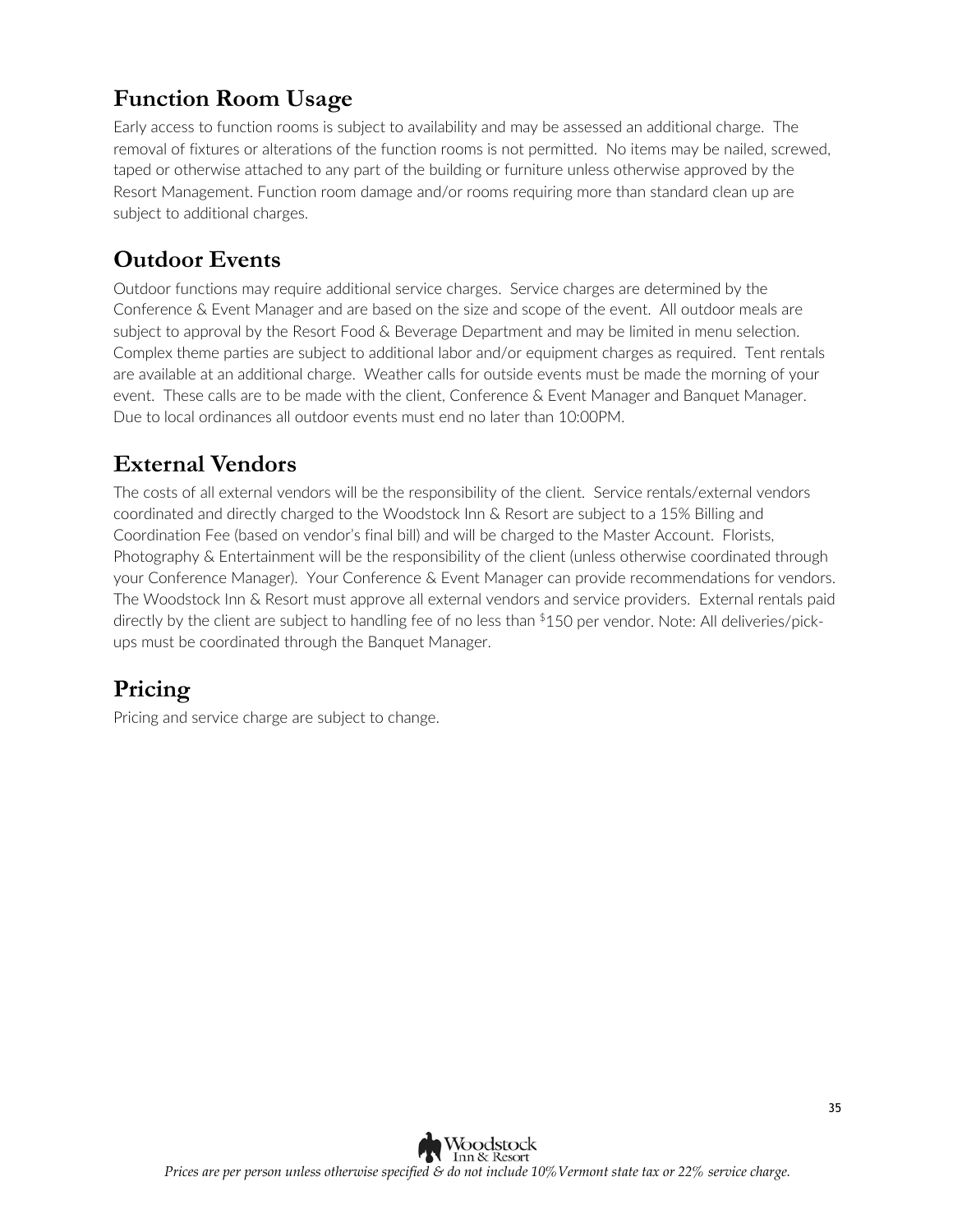## Function Room Usage

Early access to function rooms is subject to availability and may be assessed an additional charge. The removal of fixtures or alterations of the function rooms is not permitted. No items may be nailed, screwed, taped or otherwise attached to any part of the building or furniture unless otherwise approved by the Resort Management. Function room damage and/or rooms requiring more than standard clean up are subject to additional charges.

## Outdoor Events

Outdoor functions may require additional service charges. Service charges are determined by the Conference & Event Manager and are based on the size and scope of the event. All outdoor meals are subject to approval by the Resort Food & Beverage Department and may be limited in menu selection. Complex theme parties are subject to additional labor and/or equipment charges as required. Tent rentals are available at an additional charge. Weather calls for outside events must be made the morning of your event. These calls are to be made with the client, Conference & Event Manager and Banquet Manager. Due to local ordinances all outdoor events must end no later than 10:00PM.

## External Vendors

The costs of all external vendors will be the responsibility of the client. Service rentals/external vendors coordinated and directly charged to the Woodstock Inn & Resort are subject to a 15% Billing and Coordination Fee (based on vendor's final bill) and will be charged to the Master Account. Florists, Photography & Entertainment will be the responsibility of the client (unless otherwise coordinated through your Conference Manager). Your Conference & Event Manager can provide recommendations for vendors. The Woodstock Inn & Resort must approve all external vendors and service providers. External rentals paid directly by the client are subject to handling fee of no less than $150 per vendor. Note: All deliveries/pick-ups must be coordinated through the Banquet Manager.

## Pricing

Pricing and service charge are subject to change.

*Prices are per person unless otherwise specified & do not include 10% Vermont state tax or 22% service charge.*